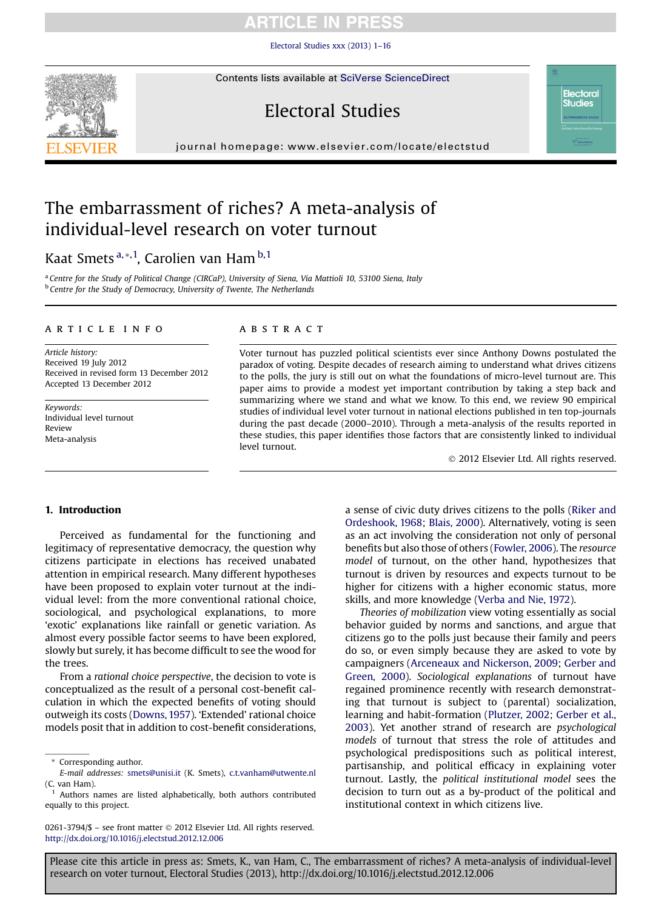# The embarrassment of riches? A meta-analysis of individual-level research on voter turnout

Kaat Smets[a,*,1], Carolien van Ham[b,1]

[a] Centre for the Study of Political Change (CIRCaP), University of Siena, Via Mattioli 10, 53100 Siena, Italy

[b] Centre for the Study of Democracy, University of Twente, The Netherlands

## ARTICLE INFO

*Article history:*
Received 19 July 2012
Received in revised form 13 December 2012
Accepted 13 December 2012

*Keywords:*
Individual level turnout
Review
Meta-analysis

## ABSTRACT

Voter turnout has puzzled political scientists ever since Anthony Downs postulated the paradox of voting. Despite decades of research aiming to understand what drives citizens to the polls, the jury is still out on what the foundations of micro-level turnout are. This paper aims to provide a modest yet important contribution by taking a step back and summarizing where we stand and what we know. To this end, we review 90 empirical studies of individual level voter turnout in national elections published in ten top-journals during the past decade (2000–2010). Through a meta-analysis of the results reported in these studies, this paper identifies those factors that are consistently linked to individual level turnout.

© 2012 Elsevier Ltd. All rights reserved.

## 1. Introduction

Perceived as fundamental for the functioning and legitimacy of representative democracy, the question why citizens participate in elections has received unabated attention in empirical research. Many different hypotheses have been proposed to explain voter turnout at the individual level: from the more conventional rational choice, sociological, and psychological explanations, to more 'exotic' explanations like rainfall or genetic variation. As almost every possible factor seems to have been explored, slowly but surely, it has become difficult to see the wood for the trees.

From a *rational choice perspective*, the decision to vote is conceptualized as the result of a personal cost-benefit calculation in which the expected benefits of voting should outweigh its costs (Downs, 1957). 'Extended' rational choice models posit that in addition to cost-benefit considerations, a sense of civic duty drives citizens to the polls (Riker and Ordeshook, 1968; Blais, 2000). Alternatively, voting is seen as an act involving the consideration not only of personal benefits but also those of others (Fowler, 2006). The *resource model* of turnout, on the other hand, hypothesizes that turnout is driven by resources and expects turnout to be higher for citizens with a higher economic status, more skills, and more knowledge (Verba and Nie, 1972).

*Theories of mobilization* view voting essentially as social behavior guided by norms and sanctions, and argue that citizens go to the polls just because their family and peers do so, or even simply because they are asked to vote by campaigners (Arceneaux and Nickerson, 2009; Gerber and Green, 2000). *Sociological explanations* of turnout have regained prominence recently with research demonstrating that turnout is subject to (parental) socialization, learning and habit-formation (Plutzer, 2002; Gerber et al., 2003). Yet another strand of research are *psychological models* of turnout that stress the role of attitudes and psychological predispositions such as political interest, partisanship, and political efficacy in explaining voter turnout. Lastly, the *political institutional model* sees the decision to turn out as a by-product of the political and institutional context in which citizens live.

\* Corresponding author.
*E-mail addresses:* smets@unisi.it (K. Smets), c.t.vanham@utwente.nl (C. van Ham).

[1] Authors names are listed alphabetically, both authors contributed equally to this project.

0261-3794/$ – see front matter © 2012 Elsevier Ltd. All rights reserved.
http://dx.doi.org/10.1016/j.electstud.2012.12.006

Please cite this article in press as: Smets, K., van Ham, C., The embarrassment of riches? A meta-analysis of individual-level research on voter turnout, Electoral Studies (2013), http://dx.doi.org/10.1016/j.electstud.2012.12.006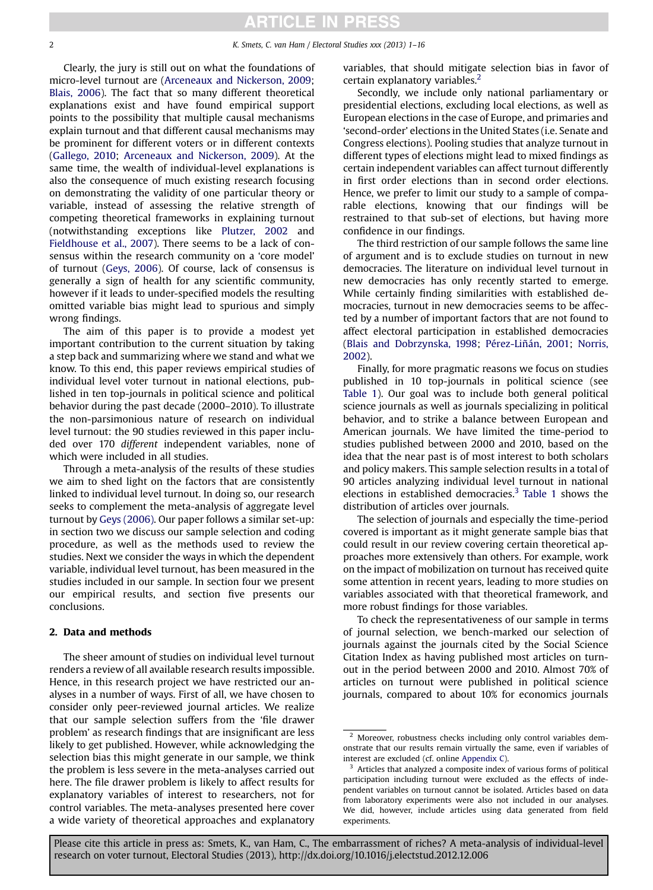Clearly, the jury is still out on what the foundations of micro-level turnout are (Arceneaux and Nickerson, 2009; Blais, 2006). The fact that so many different theoretical explanations exist and have found empirical support points to the possibility that multiple causal mechanisms explain turnout and that different causal mechanisms may be prominent for different voters or in different contexts (Gallego, 2010; Arceneaux and Nickerson, 2009). At the same time, the wealth of individual-level explanations is also the consequence of much existing research focusing on demonstrating the validity of one particular theory or variable, instead of assessing the relative strength of competing theoretical frameworks in explaining turnout (notwithstanding exceptions like Plutzer, 2002 and Fieldhouse et al., 2007). There seems to be a lack of consensus within the research community on a 'core model' of turnout (Geys, 2006). Of course, lack of consensus is generally a sign of health for any scientific community, however if it leads to under-specified models the resulting omitted variable bias might lead to spurious and simply wrong findings.

The aim of this paper is to provide a modest yet important contribution to the current situation by taking a step back and summarizing where we stand and what we know. To this end, this paper reviews empirical studies of individual level voter turnout in national elections, published in ten top-journals in political science and political behavior during the past decade (2000–2010). To illustrate the non-parsimonious nature of research on individual level turnout: the 90 studies reviewed in this paper included over 170 *different* independent variables, none of which were included in all studies.

Through a meta-analysis of the results of these studies we aim to shed light on the factors that are consistently linked to individual level turnout. In doing so, our research seeks to complement the meta-analysis of aggregate level turnout by Geys (2006). Our paper follows a similar set-up: in section two we discuss our sample selection and coding procedure, as well as the methods used to review the studies. Next we consider the ways in which the dependent variable, individual level turnout, has been measured in the studies included in our sample. In section four we present our empirical results, and section five presents our conclusions.

## 2. Data and methods

The sheer amount of studies on individual level turnout renders a review of all available research results impossible. Hence, in this research project we have restricted our analyses in a number of ways. First of all, we have chosen to consider only peer-reviewed journal articles. We realize that our sample selection suffers from the 'file drawer problem' as research findings that are insignificant are less likely to get published. However, while acknowledging the selection bias this might generate in our sample, we think the problem is less severe in the meta-analyses carried out here. The file drawer problem is likely to affect results for explanatory variables of interest to researchers, not for control variables. The meta-analyses presented here cover a wide variety of theoretical approaches and explanatory variables, that should mitigate selection bias in favor of certain explanatory variables.[2]

Secondly, we include only national parliamentary or presidential elections, excluding local elections, as well as European elections in the case of Europe, and primaries and 'second-order' elections in the United States (i.e. Senate and Congress elections). Pooling studies that analyze turnout in different types of elections might lead to mixed findings as certain independent variables can affect turnout differently in first order elections than in second order elections. Hence, we prefer to limit our study to a sample of comparable elections, knowing that our findings will be restrained to that sub-set of elections, but having more confidence in our findings.

The third restriction of our sample follows the same line of argument and is to exclude studies on turnout in new democracies. The literature on individual level turnout in new democracies has only recently started to emerge. While certainly finding similarities with established democracies, turnout in new democracies seems to be affected by a number of important factors that are not found to affect electoral participation in established democracies (Blais and Dobrzynska, 1998; Pérez-Liñán, 2001; Norris, 2002).

Finally, for more pragmatic reasons we focus on studies published in 10 top-journals in political science (see Table 1). Our goal was to include both general political science journals as well as journals specializing in political behavior, and to strike a balance between European and American journals. We have limited the time-period to studies published between 2000 and 2010, based on the idea that the near past is of most interest to both scholars and policy makers. This sample selection results in a total of 90 articles analyzing individual level turnout in national elections in established democracies.[3] Table 1 shows the distribution of articles over journals.

The selection of journals and especially the time-period covered is important as it might generate sample bias that could result in our review covering certain theoretical approaches more extensively than others. For example, work on the impact of mobilization on turnout has received quite some attention in recent years, leading to more studies on variables associated with that theoretical framework, and more robust findings for those variables.

To check the representativeness of our sample in terms of journal selection, we bench-marked our selection of journals against the journals cited by the Social Science Citation Index as having published most articles on turnout in the period between 2000 and 2010. Almost 70% of articles on turnout were published in political science journals, compared to about 10% for economics journals

[2] Moreover, robustness checks including only control variables demonstrate that our results remain virtually the same, even if variables of interest are excluded (cf. online Appendix C).

[3] Articles that analyzed a composite index of various forms of political participation including turnout were excluded as the effects of independent variables on turnout cannot be isolated. Articles based on data from laboratory experiments were also not included in our analyses. We did, however, include articles using data generated from field experiments.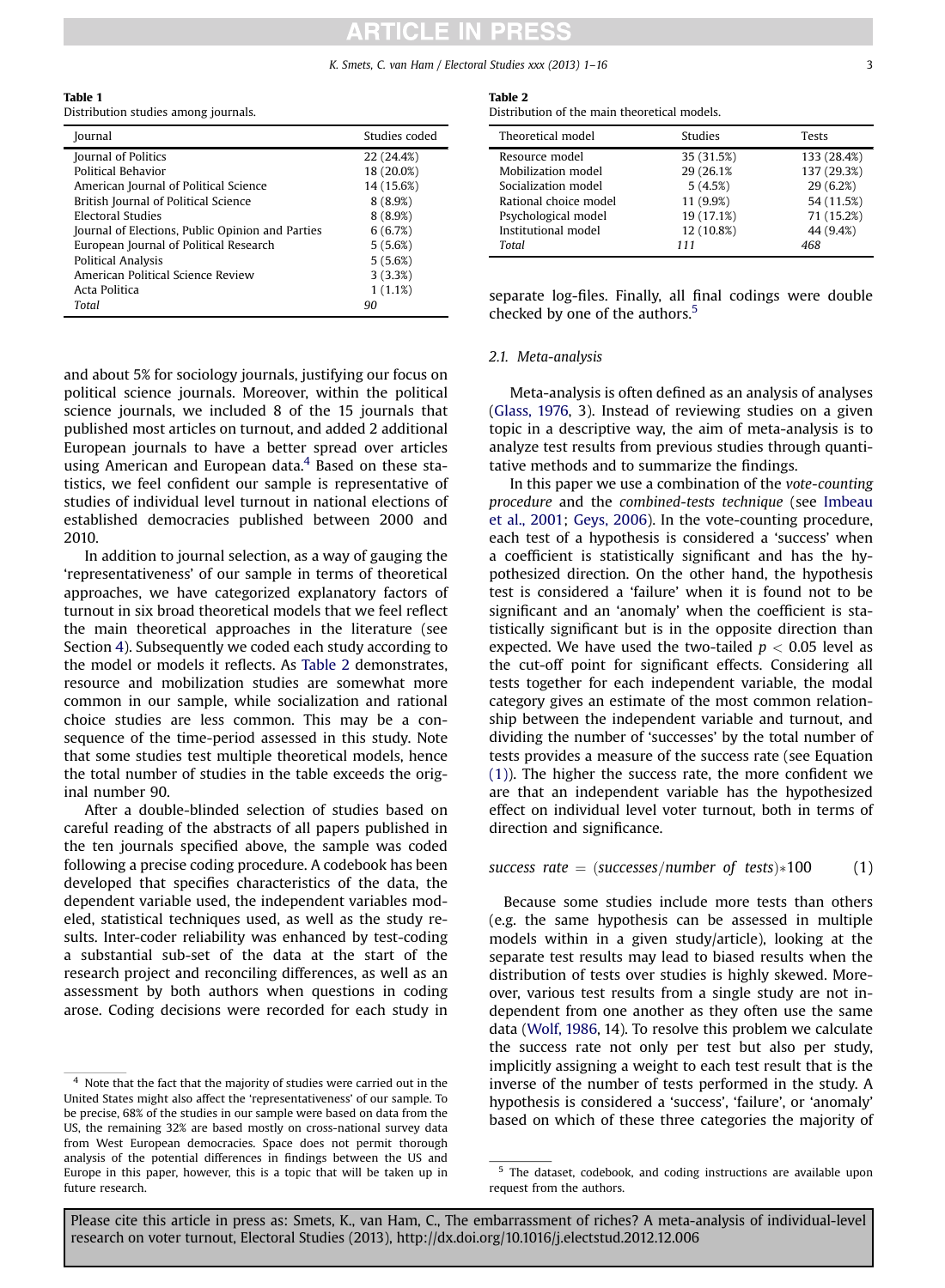**Table 1**
Distribution studies among journals.

| Journal | Studies coded |
|---|---|
| Journal of Politics | 22 (24.4%) |
| Political Behavior | 18 (20.0%) |
| American Journal of Political Science | 14 (15.6%) |
| British Journal of Political Science | 8 (8.9%) |
| Electoral Studies | 8 (8.9%) |
| Journal of Elections, Public Opinion and Parties | 6 (6.7%) |
| European Journal of Political Research | 5 (5.6%) |
| Political Analysis | 5 (5.6%) |
| American Political Science Review | 3 (3.3%) |
| Acta Politica | 1 (1.1%) |
| *Total* | *90* |

and about 5% for sociology journals, justifying our focus on political science journals. Moreover, within the political science journals, we included 8 of the 15 journals that published most articles on turnout, and added 2 additional European journals to have a better spread over articles using American and European data.[4] Based on these statistics, we feel confident our sample is representative of studies of individual level turnout in national elections of established democracies published between 2000 and 2010.

In addition to journal selection, as a way of gauging the 'representativeness' of our sample in terms of theoretical approaches, we have categorized explanatory factors of turnout in six broad theoretical models that we feel reflect the main theoretical approaches in the literature (see Section 4). Subsequently we coded each study according to the model or models it reflects. As Table 2 demonstrates, resource and mobilization studies are somewhat more common in our sample, while socialization and rational choice studies are less common. This may be a consequence of the time-period assessed in this study. Note that some studies test multiple theoretical models, hence the total number of studies in the table exceeds the original number 90.

After a double-blinded selection of studies based on careful reading of the abstracts of all papers published in the ten journals specified above, the sample was coded following a precise coding procedure. A codebook has been developed that specifies characteristics of the data, the dependent variable used, the independent variables modeled, statistical techniques used, as well as the study results. Inter-coder reliability was enhanced by test-coding a substantial sub-set of the data at the start of the research project and reconciling differences, as well as an assessment by both authors when questions in coding arose. Coding decisions were recorded for each study in separate log-files. Finally, all final codings were double checked by one of the authors.[5]

**Table 2**
Distribution of the main theoretical models.

| Theoretical model | Studies | Tests |
|---|---|---|
| Resource model | 35 (31.5%) | 133 (28.4%) |
| Mobilization model | 29 (26.1% | 137 (29.3%) |
| Socialization model | 5 (4.5%) | 29 (6.2%) |
| Rational choice model | 11 (9.9%) | 54 (11.5%) |
| Psychological model | 19 (17.1%) | 71 (15.2%) |
| Institutional model | 12 (10.8%) | 44 (9.4%) |
| *Total* | *111* | *468* |

### 2.1. Meta-analysis

Meta-analysis is often defined as an analysis of analyses (Glass, 1976, 3). Instead of reviewing studies on a given topic in a descriptive way, the aim of meta-analysis is to analyze test results from previous studies through quantitative methods and to summarize the findings.

In this paper we use a combination of the *vote-counting procedure* and the *combined-tests technique* (see Imbeau et al., 2001; Geys, 2006). In the vote-counting procedure, each test of a hypothesis is considered a 'success' when a coefficient is statistically significant and has the hypothesized direction. On the other hand, the hypothesis test is considered a 'failure' when it is found not to be significant and an 'anomaly' when the coefficient is statistically significant but is in the opposite direction than expected. We have used the two-tailed $p < 0.05$ level as the cut-off point for significant effects. Considering all tests together for each independent variable, the modal category gives an estimate of the most common relationship between the independent variable and turnout, and dividing the number of 'successes' by the total number of tests provides a measure of the success rate (see Equation (1)). The higher the success rate, the more confident we are that an independent variable has the hypothesized effect on individual level voter turnout, both in terms of direction and significance.

$$\textit{success rate} = (\textit{successes}/\textit{number of tests}) * 100 \quad (1)$$

Because some studies include more tests than others (e.g. the same hypothesis can be assessed in multiple models within in a given study/article), looking at the separate test results may lead to biased results when the distribution of tests over studies is highly skewed. Moreover, various test results from a single study are not independent from one another as they often use the same data (Wolf, 1986, 14). To resolve this problem we calculate the success rate not only per test but also per study, implicitly assigning a weight to each test result that is the inverse of the number of tests performed in the study. A hypothesis is considered a 'success', 'failure', or 'anomaly' based on which of these three categories the majority of

[4] Note that the fact that the majority of studies were carried out in the United States might also affect the 'representativeness' of our sample. To be precise, 68% of the studies in our sample were based on data from the US, the remaining 32% are based mostly on cross-national survey data from West European democracies. Space does not permit thorough analysis of the potential differences in findings between the US and Europe in this paper, however, this is a topic that will be taken up in future research.

[5] The dataset, codebook, and coding instructions are available upon request from the authors.

Please cite this article in press as: Smets, K., van Ham, C., The embarrassment of riches? A meta-analysis of individual-level research on voter turnout, Electoral Studies (2013), http://dx.doi.org/10.1016/j.electstud.2012.12.006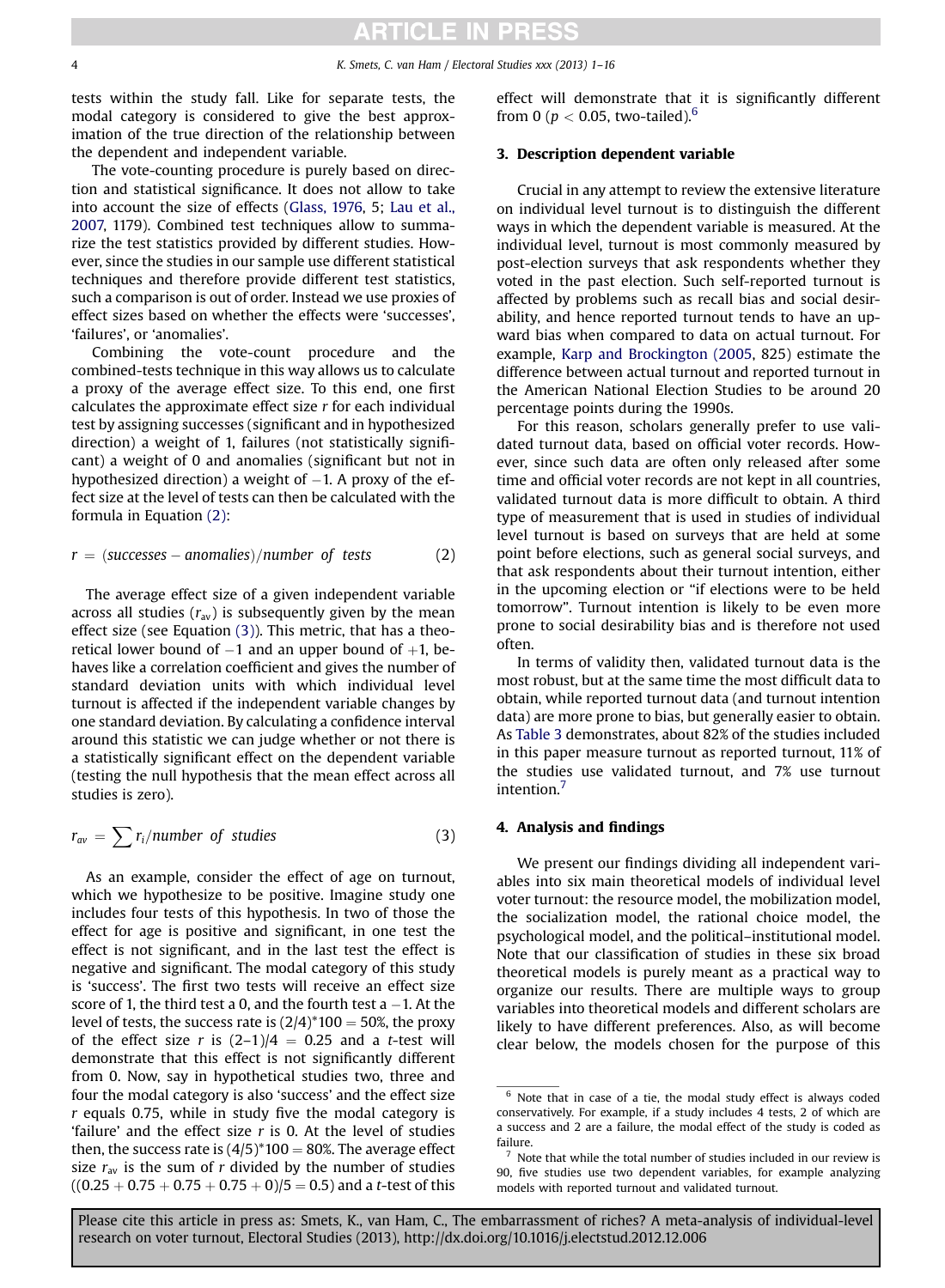tests within the study fall. Like for separate tests, the modal category is considered to give the best approximation of the true direction of the relationship between the dependent and independent variable.

The vote-counting procedure is purely based on direction and statistical significance. It does not allow to take into account the size of effects (Glass, 1976, 5; Lau et al., 2007, 1179). Combined test techniques allow to summarize the test statistics provided by different studies. However, since the studies in our sample use different statistical techniques and therefore provide different test statistics, such a comparison is out of order. Instead we use proxies of effect sizes based on whether the effects were 'successes', 'failures', or 'anomalies'.

Combining the vote-count procedure and the combined-tests technique in this way allows us to calculate a proxy of the average effect size. To this end, one first calculates the approximate effect size $r$ for each individual test by assigning successes (significant and in hypothesized direction) a weight of 1, failures (not statistically significant) a weight of 0 and anomalies (significant but not in hypothesized direction) a weight of $-1$. A proxy of the effect size at the level of tests can then be calculated with the formula in Equation (2):

$$r = (successes - anomalies)/number\ of\ tests \tag{2}$$

The average effect size of a given independent variable across all studies ($r_{av}$) is subsequently given by the mean effect size (see Equation (3)). This metric, that has a theoretical lower bound of $-1$ and an upper bound of $+1$, behaves like a correlation coefficient and gives the number of standard deviation units with which individual level turnout is affected if the independent variable changes by one standard deviation. By calculating a confidence interval around this statistic we can judge whether or not there is a statistically significant effect on the dependent variable (testing the null hypothesis that the mean effect across all studies is zero).

$$r_{av} = \sum r_i/number\ of\ studies \tag{3}$$

As an example, consider the effect of age on turnout, which we hypothesize to be positive. Imagine study one includes four tests of this hypothesis. In two of those the effect for age is positive and significant, in one test the effect is not significant, and in the last test the effect is negative and significant. The modal category of this study is 'success'. The first two tests will receive an effect size score of 1, the third test a 0, and the fourth test a $-1$. At the level of tests, the success rate is $(2/4)*100 = 50\%$, the proxy of the effect size $r$ is $(2-1)/4 = 0.25$ and a $t$-test will demonstrate that this effect is not significantly different from 0. Now, say in hypothetical studies two, three and four the modal category is also 'success' and the effect size $r$ equals 0.75, while in study five the modal category is 'failure' and the effect size $r$ is 0. At the level of studies then, the success rate is $(4/5)*100 = 80\%$. The average effect size $r_{av}$ is the sum of $r$ divided by the number of studies $((0.25 + 0.75 + 0.75 + 0.75 + 0)/5 = 0.5)$ and a $t$-test of this effect will demonstrate that it is significantly different from 0 ($p < 0.05$, two-tailed).[6]

## 3. Description dependent variable

Crucial in any attempt to review the extensive literature on individual level turnout is to distinguish the different ways in which the dependent variable is measured. At the individual level, turnout is most commonly measured by post-election surveys that ask respondents whether they voted in the past election. Such self-reported turnout is affected by problems such as recall bias and social desirability, and hence reported turnout tends to have an upward bias when compared to data on actual turnout. For example, Karp and Brockington (2005, 825) estimate the difference between actual turnout and reported turnout in the American National Election Studies to be around 20 percentage points during the 1990s.

For this reason, scholars generally prefer to use validated turnout data, based on official voter records. However, since such data are often only released after some time and official voter records are not kept in all countries, validated turnout data is more difficult to obtain. A third type of measurement that is used in studies of individual level turnout is based on surveys that are held at some point before elections, such as general social surveys, and that ask respondents about their turnout intention, either in the upcoming election or "if elections were to be held tomorrow". Turnout intention is likely to be even more prone to social desirability bias and is therefore not used often.

In terms of validity then, validated turnout data is the most robust, but at the same time the most difficult data to obtain, while reported turnout data (and turnout intention data) are more prone to bias, but generally easier to obtain. As Table 3 demonstrates, about 82% of the studies included in this paper measure turnout as reported turnout, 11% of the studies use validated turnout, and 7% use turnout intention.[7]

## 4. Analysis and findings

We present our findings dividing all independent variables into six main theoretical models of individual level voter turnout: the resource model, the mobilization model, the socialization model, the rational choice model, the psychological model, and the political–institutional model. Note that our classification of studies in these six broad theoretical models is purely meant as a practical way to organize our results. There are multiple ways to group variables into theoretical models and different scholars are likely to have different preferences. Also, as will become clear below, the models chosen for the purpose of this

---

[6] Note that in case of a tie, the modal study effect is always coded conservatively. For example, if a study includes 4 tests, 2 of which are a success and 2 are a failure, the modal effect of the study is coded as failure.

[7] Note that while the total number of studies included in our review is 90, five studies use two dependent variables, for example analyzing models with reported turnout and validated turnout.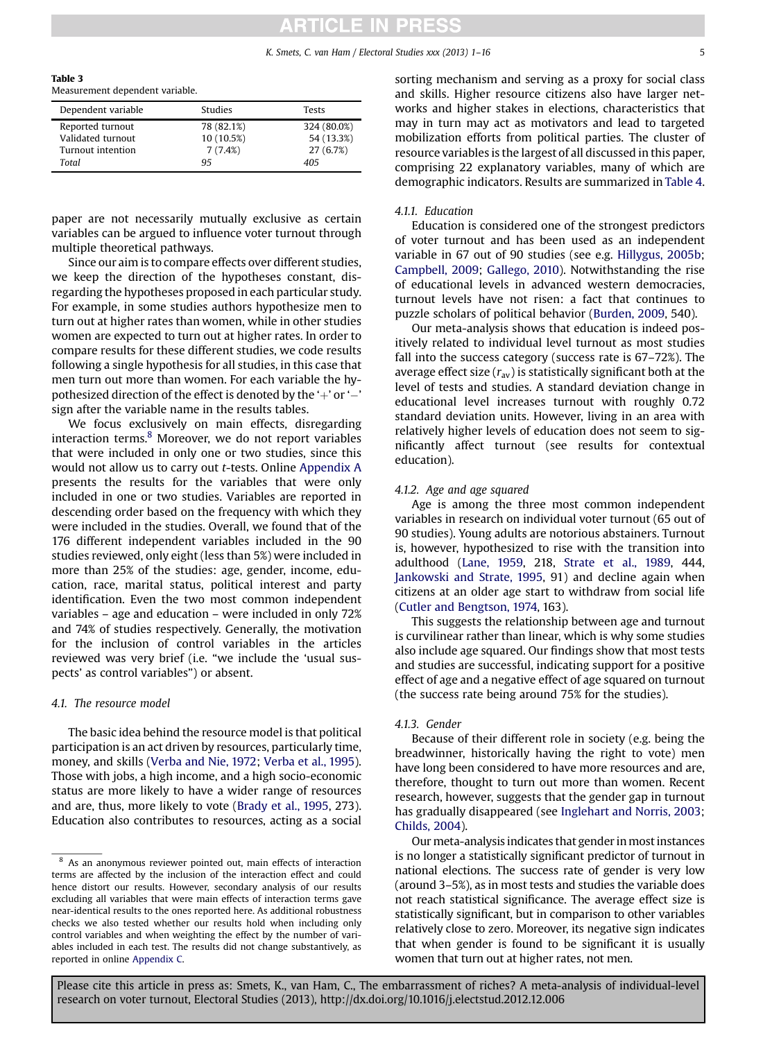**Table 3**
Measurement dependent variable.

| Dependent variable | Studies | Tests |
|---|---|---|
| Reported turnout | 78 (82.1%) | 324 (80.0%) |
| Validated turnout | 10 (10.5%) | 54 (13.3%) |
| Turnout intention | 7 (7.4%) | 27 (6.7%) |
| *Total* | *95* | *405* |

paper are not necessarily mutually exclusive as certain variables can be argued to influence voter turnout through multiple theoretical pathways.

Since our aim is to compare effects over different studies, we keep the direction of the hypotheses constant, disregarding the hypotheses proposed in each particular study. For example, in some studies authors hypothesize men to turn out at higher rates than women, while in other studies women are expected to turn out at higher rates. In order to compare results for these different studies, we code results following a single hypothesis for all studies, in this case that men turn out more than women. For each variable the hypothesized direction of the effect is denoted by the '+' or '−' sign after the variable name in the results tables.

We focus exclusively on main effects, disregarding interaction terms.[8] Moreover, we do not report variables that were included in only one or two studies, since this would not allow us to carry out *t*-tests. Online Appendix A presents the results for the variables that were only included in one or two studies. Variables are reported in descending order based on the frequency with which they were included in the studies. Overall, we found that of the 176 different independent variables included in the 90 studies reviewed, only eight (less than 5%) were included in more than 25% of the studies: age, gender, income, education, race, marital status, political interest and party identification. Even the two most common independent variables – age and education – were included in only 72% and 74% of studies respectively. Generally, the motivation for the inclusion of control variables in the articles reviewed was very brief (i.e. "we include the 'usual suspects' as control variables") or absent.

### 4.1. The resource model

The basic idea behind the resource model is that political participation is an act driven by resources, particularly time, money, and skills (Verba and Nie, 1972; Verba et al., 1995). Those with jobs, a high income, and a high socio-economic status are more likely to have a wider range of resources and are, thus, more likely to vote (Brady et al., 1995, 273). Education also contributes to resources, acting as a social sorting mechanism and serving as a proxy for social class and skills. Higher resource citizens also have larger networks and higher stakes in elections, characteristics that may in turn may act as motivators and lead to targeted mobilization efforts from political parties. The cluster of resource variables is the largest of all discussed in this paper, comprising 22 explanatory variables, many of which are demographic indicators. Results are summarized in Table 4.

#### 4.1.1. Education

Education is considered one of the strongest predictors of voter turnout and has been used as an independent variable in 67 out of 90 studies (see e.g. Hillygus, 2005b; Campbell, 2009; Gallego, 2010). Notwithstanding the rise of educational levels in advanced western democracies, turnout levels have not risen: a fact that continues to puzzle scholars of political behavior (Burden, 2009, 540).

Our meta-analysis shows that education is indeed positively related to individual level turnout as most studies fall into the success category (success rate is 67–72%). The average effect size ($r_{av}$) is statistically significant both at the level of tests and studies. A standard deviation change in educational level increases turnout with roughly 0.72 standard deviation units. However, living in an area with relatively higher levels of education does not seem to significantly affect turnout (see results for contextual education).

#### 4.1.2. Age and age squared

Age is among the three most common independent variables in research on individual voter turnout (65 out of 90 studies). Young adults are notorious abstainers. Turnout is, however, hypothesized to rise with the transition into adulthood (Lane, 1959, 218, Strate et al., 1989, 444, Jankowski and Strate, 1995, 91) and decline again when citizens at an older age start to withdraw from social life (Cutler and Bengtson, 1974, 163).

This suggests the relationship between age and turnout is curvilinear rather than linear, which is why some studies also include age squared. Our findings show that most tests and studies are successful, indicating support for a positive effect of age and a negative effect of age squared on turnout (the success rate being around 75% for the studies).

#### 4.1.3. Gender

Because of their different role in society (e.g. being the breadwinner, historically having the right to vote) men have long been considered to have more resources and are, therefore, thought to turn out more than women. Recent research, however, suggests that the gender gap in turnout has gradually disappeared (see Inglehart and Norris, 2003; Childs, 2004).

Our meta-analysis indicates that gender in most instances is no longer a statistically significant predictor of turnout in national elections. The success rate of gender is very low (around 3–5%), as in most tests and studies the variable does not reach statistical significance. The average effect size is statistically significant, but in comparison to other variables relatively close to zero. Moreover, its negative sign indicates that when gender is found to be significant it is usually women that turn out at higher rates, not men.

[8] As an anonymous reviewer pointed out, main effects of interaction terms are affected by the inclusion of the interaction effect and could hence distort our results. However, secondary analysis of our results excluding all variables that were main effects of interaction terms gave near-identical results to the ones reported here. As additional robustness checks we also tested whether our results hold when including only control variables and when weighting the effect by the number of variables included in each test. The results did not change substantively, as reported in online Appendix C.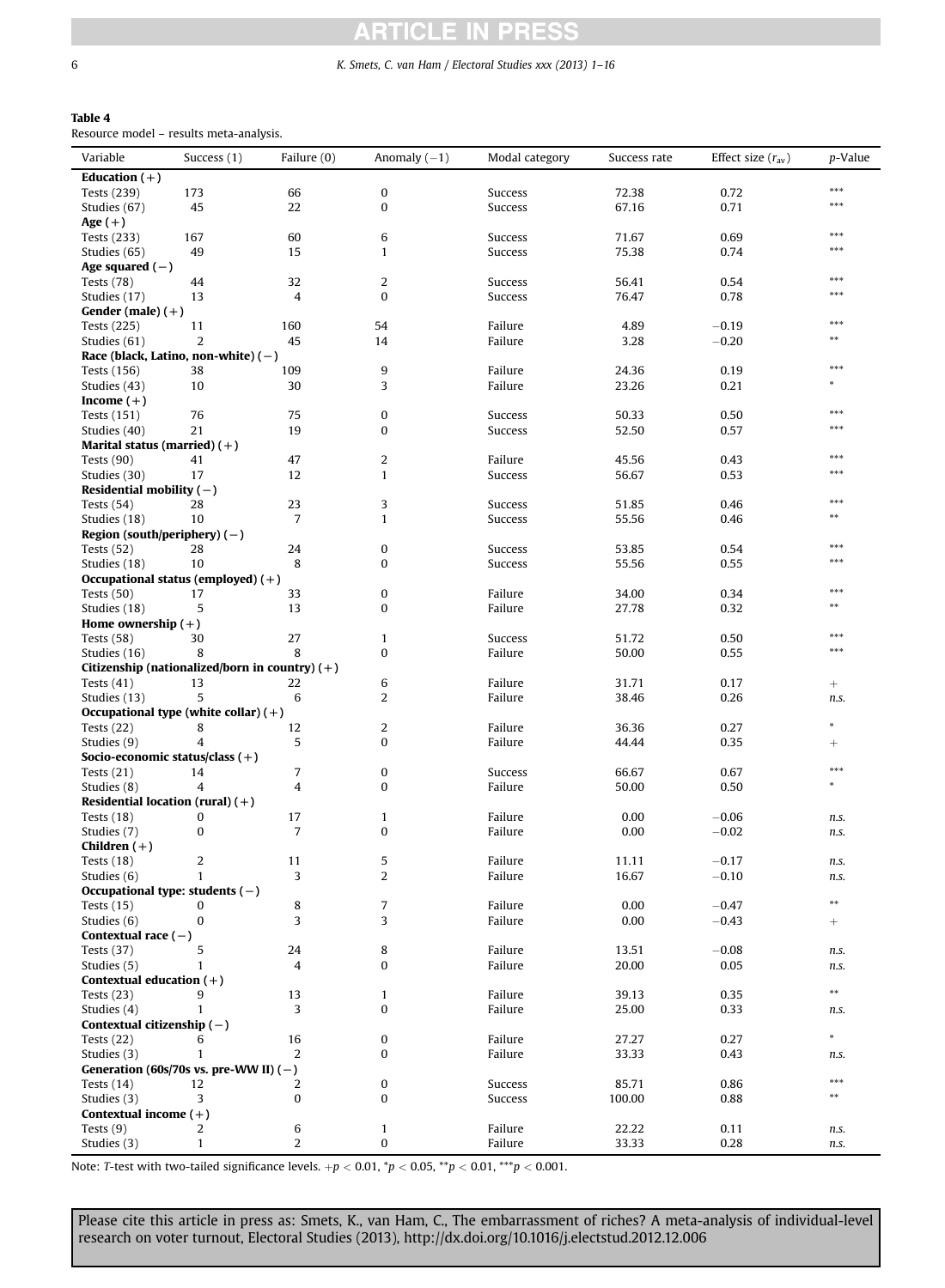**Table 4**
Resource model – results meta-analysis.

| Variable | Success (1) | Failure (0) | Anomaly (−1) | Modal category | Success rate | Effect size ($r_{av}$) | *p*-Value |
|---|---|---|---|---|---|---|---|
| **Education (+)** | | | | | | | |
| Tests (239) | 173 | 66 | 0 | Success | 72.38 | 0.72 | *** |
| Studies (67) | 45 | 22 | 0 | Success | 67.16 | 0.71 | *** |
| **Age (+)** | | | | | | | |
| Tests (233) | 167 | 60 | 6 | Success | 71.67 | 0.69 | *** |
| Studies (65) | 49 | 15 | 1 | Success | 75.38 | 0.74 | *** |
| **Age squared (−)** | | | | | | | |
| Tests (78) | 44 | 32 | 2 | Success | 56.41 | 0.54 | *** |
| Studies (17) | 13 | 4 | 0 | Success | 76.47 | 0.78 | *** |
| **Gender (male) (+)** | | | | | | | |
| Tests (225) | 11 | 160 | 54 | Failure | 4.89 | −0.19 | *** |
| Studies (61) | 2 | 45 | 14 | Failure | 3.28 | −0.20 | ** |
| **Race (black, Latino, non-white) (−)** | | | | | | | |
| Tests (156) | 38 | 109 | 9 | Failure | 24.36 | 0.19 | *** |
| Studies (43) | 10 | 30 | 3 | Failure | 23.26 | 0.21 | * |
| **Income (+)** | | | | | | | |
| Tests (151) | 76 | 75 | 0 | Success | 50.33 | 0.50 | *** |
| Studies (40) | 21 | 19 | 0 | Success | 52.50 | 0.57 | *** |
| **Marital status (married) (+)** | | | | | | | |
| Tests (90) | 41 | 47 | 2 | Failure | 45.56 | 0.43 | *** |
| Studies (30) | 17 | 12 | 1 | Success | 56.67 | 0.53 | *** |
| **Residential mobility (−)** | | | | | | | |
| Tests (54) | 28 | 23 | 3 | Success | 51.85 | 0.46 | *** |
| Studies (18) | 10 | 7 | 1 | Success | 55.56 | 0.46 | ** |
| **Region (south/periphery) (−)** | | | | | | | |
| Tests (52) | 28 | 24 | 0 | Success | 53.85 | 0.54 | *** |
| Studies (18) | 10 | 8 | 0 | Success | 55.56 | 0.55 | *** |
| **Occupational status (employed) (+)** | | | | | | | |
| Tests (50) | 17 | 33 | 0 | Failure | 34.00 | 0.34 | *** |
| Studies (18) | 5 | 13 | 0 | Failure | 27.78 | 0.32 | ** |
| **Home ownership (+)** | | | | | | | |
| Tests (58) | 30 | 27 | 1 | Success | 51.72 | 0.50 | *** |
| Studies (16) | 8 | 8 | 0 | Failure | 50.00 | 0.55 | *** |
| **Citizenship (nationalized/born in country) (+)** | | | | | | | |
| Tests (41) | 13 | 22 | 6 | Failure | 31.71 | 0.17 | + |
| Studies (13) | 5 | 6 | 2 | Failure | 38.46 | 0.26 | *n.s.* |
| **Occupational type (white collar) (+)** | | | | | | | |
| Tests (22) | 8 | 12 | 2 | Failure | 36.36 | 0.27 | * |
| Studies (9) | 4 | 5 | 0 | Failure | 44.44 | 0.35 | + |
| **Socio-economic status/class (+)** | | | | | | | |
| Tests (21) | 14 | 7 | 0 | Success | 66.67 | 0.67 | *** |
| Studies (8) | 4 | 4 | 0 | Failure | 50.00 | 0.50 | * |
| **Residential location (rural) (+)** | | | | | | | |
| Tests (18) | 0 | 17 | 1 | Failure | 0.00 | −0.06 | *n.s.* |
| Studies (7) | 0 | 7 | 0 | Failure | 0.00 | −0.02 | *n.s.* |
| **Children (+)** | | | | | | | |
| Tests (18) | 2 | 11 | 5 | Failure | 11.11 | −0.17 | *n.s.* |
| Studies (6) | 1 | 3 | 2 | Failure | 16.67 | −0.10 | *n.s.* |
| **Occupational type: students (−)** | | | | | | | |
| Tests (15) | 0 | 8 | 7 | Failure | 0.00 | −0.47 | ** |
| Studies (6) | 0 | 3 | 3 | Failure | 0.00 | −0.43 | + |
| **Contextual race (−)** | | | | | | | |
| Tests (37) | 5 | 24 | 8 | Failure | 13.51 | −0.08 | *n.s.* |
| Studies (5) | 1 | 4 | 0 | Failure | 20.00 | 0.05 | *n.s.* |
| **Contextual education (+)** | | | | | | | |
| Tests (23) | 9 | 13 | 1 | Failure | 39.13 | 0.35 | ** |
| Studies (4) | 1 | 3 | 0 | Failure | 25.00 | 0.33 | *n.s.* |
| **Contextual citizenship (−)** | | | | | | | |
| Tests (22) | 6 | 16 | 0 | Failure | 27.27 | 0.27 | * |
| Studies (3) | 1 | 2 | 0 | Failure | 33.33 | 0.43 | *n.s.* |
| **Generation (60s/70s vs. pre-WW II) (−)** | | | | | | | |
| Tests (14) | 12 | 2 | 0 | Success | 85.71 | 0.86 | *** |
| Studies (3) | 3 | 0 | 0 | Success | 100.00 | 0.88 | ** |
| **Contextual income (+)** | | | | | | | |
| Tests (9) | 2 | 6 | 1 | Failure | 22.22 | 0.11 | *n.s.* |
| Studies (3) | 1 | 2 | 0 | Failure | 33.33 | 0.28 | *n.s.* |

Note: *T*-test with two-tailed significance levels. $+p < 0.01$, $^{*}p < 0.05$, $^{**}p < 0.01$, $^{***}p < 0.001$.

Please cite this article in press as: Smets, K., van Ham, C., The embarrassment of riches? A meta-analysis of individual-level research on voter turnout, Electoral Studies (2013), http://dx.doi.org/10.1016/j.electstud.2012.12.006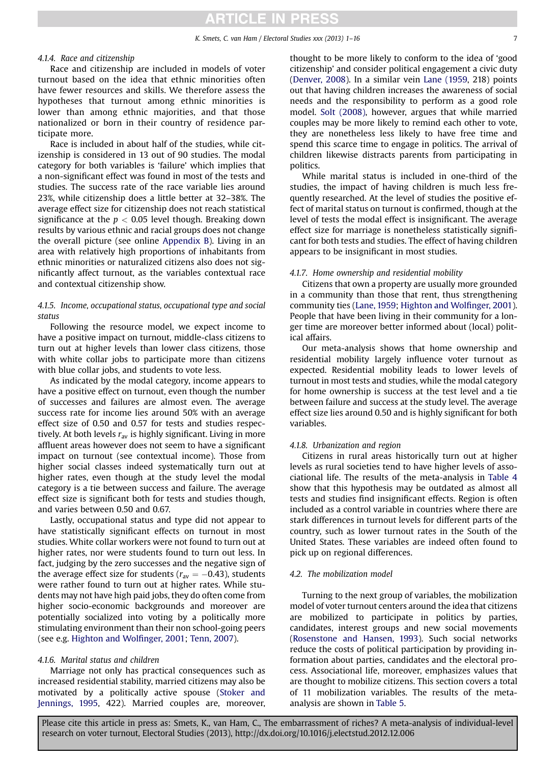#### 4.1.4. Race and citizenship

Race and citizenship are included in models of voter turnout based on the idea that ethnic minorities often have fewer resources and skills. We therefore assess the hypotheses that turnout among ethnic minorities is lower than among ethnic majorities, and that those nationalized or born in their country of residence participate more.

Race is included in about half of the studies, while citizenship is considered in 13 out of 90 studies. The modal category for both variables is 'failure' which implies that a non-significant effect was found in most of the tests and studies. The success rate of the race variable lies around 23%, while citizenship does a little better at 32–38%. The average effect size for citizenship does not reach statistical significance at the $p < 0.05$ level though. Breaking down results by various ethnic and racial groups does not change the overall picture (see online Appendix B). Living in an area with relatively high proportions of inhabitants from ethnic minorities or naturalized citizens also does not significantly affect turnout, as the variables contextual race and contextual citizenship show.

#### 4.1.5. Income, occupational status, occupational type and social status

Following the resource model, we expect income to have a positive impact on turnout, middle-class citizens to turn out at higher levels than lower class citizens, those with white collar jobs to participate more than citizens with blue collar jobs, and students to vote less.

As indicated by the modal category, income appears to have a positive effect on turnout, even though the number of successes and failures are almost even. The average success rate for income lies around 50% with an average effect size of 0.50 and 0.57 for tests and studies respectively. At both levels $r_{av}$ is highly significant. Living in more affluent areas however does not seem to have a significant impact on turnout (see contextual income). Those from higher social classes indeed systematically turn out at higher rates, even though at the study level the modal category is a tie between success and failure. The average effect size is significant both for tests and studies though, and varies between 0.50 and 0.67.

Lastly, occupational status and type did not appear to have statistically significant effects on turnout in most studies. White collar workers were not found to turn out at higher rates, nor were students found to turn out less. In fact, judging by the zero successes and the negative sign of the average effect size for students ($r_{av} = -0.43$), students were rather found to turn out at higher rates. While students may not have high paid jobs, they do often come from higher socio-economic backgrounds and moreover are potentially socialized into voting by a politically more stimulating environment than their non school-going peers (see e.g. Highton and Wolfinger, 2001; Tenn, 2007).

#### 4.1.6. Marital status and children

Marriage not only has practical consequences such as increased residential stability, married citizens may also be motivated by a politically active spouse (Stoker and Jennings, 1995, 422). Married couples are, moreover, thought to be more likely to conform to the idea of 'good citizenship' and consider political engagement a civic duty (Denver, 2008). In a similar vein Lane (1959, 218) points out that having children increases the awareness of social needs and the responsibility to perform as a good role model. Solt (2008), however, argues that while married couples may be more likely to remind each other to vote, they are nonetheless less likely to have free time and spend this scarce time to engage in politics. The arrival of children likewise distracts parents from participating in politics.

While marital status is included in one-third of the studies, the impact of having children is much less frequently researched. At the level of studies the positive effect of marital status on turnout is confirmed, though at the level of tests the modal effect is insignificant. The average effect size for marriage is nonetheless statistically significant for both tests and studies. The effect of having children appears to be insignificant in most studies.

#### 4.1.7. Home ownership and residential mobility

Citizens that own a property are usually more grounded in a community than those that rent, thus strengthening community ties (Lane, 1959; Highton and Wolfinger, 2001). People that have been living in their community for a longer time are moreover better informed about (local) political affairs.

Our meta-analysis shows that home ownership and residential mobility largely influence voter turnout as expected. Residential mobility leads to lower levels of turnout in most tests and studies, while the modal category for home ownership is success at the test level and a tie between failure and success at the study level. The average effect size lies around 0.50 and is highly significant for both variables.

#### 4.1.8. Urbanization and region

Citizens in rural areas historically turn out at higher levels as rural societies tend to have higher levels of associational life. The results of the meta-analysis in Table 4 show that this hypothesis may be outdated as almost all tests and studies find insignificant effects. Region is often included as a control variable in countries where there are stark differences in turnout levels for different parts of the country, such as lower turnout rates in the South of the United States. These variables are indeed often found to pick up on regional differences.

### 4.2. The mobilization model

Turning to the next group of variables, the mobilization model of voter turnout centers around the idea that citizens are mobilized to participate in politics by parties, candidates, interest groups and new social movements (Rosenstone and Hansen, 1993). Such social networks reduce the costs of political participation by providing information about parties, candidates and the electoral process. Associational life, moreover, emphasizes values that are thought to mobilize citizens. This section covers a total of 11 mobilization variables. The results of the meta-analysis are shown in Table 5.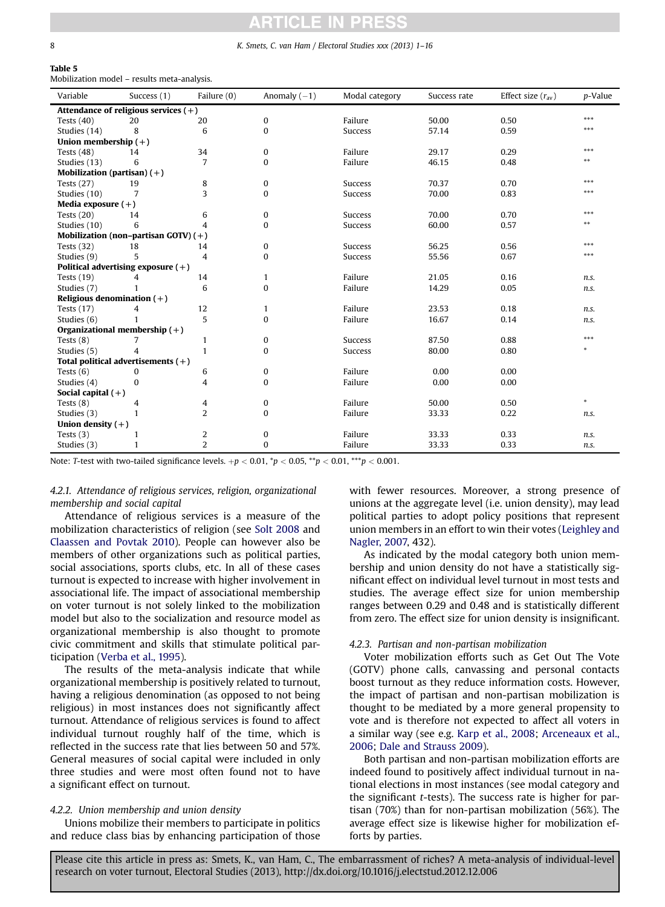**Table 5**
Mobilization model – results meta-analysis.

| Variable | Success (1) | Failure (0) | Anomaly (−1) | Modal category | Success rate | Effect size ($r_{av}$) | *p*-Value |
|---|---|---|---|---|---|---|---|
| **Attendance of religious services (+)** | | | | | | | |
| Tests (40) | 20 | 20 | 0 | Failure | 50.00 | 0.50 | *** |
| Studies (14) | 8 | 6 | 0 | Success | 57.14 | 0.59 | *** |
| **Union membership (+)** | | | | | | | |
| Tests (48) | 14 | 34 | 0 | Failure | 29.17 | 0.29 | *** |
| Studies (13) | 6 | 7 | 0 | Failure | 46.15 | 0.48 | ** |
| **Mobilization (partisan) (+)** | | | | | | | |
| Tests (27) | 19 | 8 | 0 | Success | 70.37 | 0.70 | *** |
| Studies (10) | 7 | 3 | 0 | Success | 70.00 | 0.83 | *** |
| **Media exposure (+)** | | | | | | | |
| Tests (20) | 14 | 6 | 0 | Success | 70.00 | 0.70 | *** |
| Studies (10) | 6 | 4 | 0 | Success | 60.00 | 0.57 | ** |
| **Mobilization (non-partisan GOTV) (+)** | | | | | | | |
| Tests (32) | 18 | 14 | 0 | Success | 56.25 | 0.56 | *** |
| Studies (9) | 5 | 4 | 0 | Success | 55.56 | 0.67 | *** |
| **Political advertising exposure (+)** | | | | | | | |
| Tests (19) | 4 | 14 | 1 | Failure | 21.05 | 0.16 | *n.s.* |
| Studies (7) | 1 | 6 | 0 | Failure | 14.29 | 0.05 | *n.s.* |
| **Religious denomination (+)** | | | | | | | |
| Tests (17) | 4 | 12 | 1 | Failure | 23.53 | 0.18 | *n.s.* |
| Studies (6) | 1 | 5 | 0 | Failure | 16.67 | 0.14 | *n.s.* |
| **Organizational membership (+)** | | | | | | | |
| Tests (8) | 7 | 1 | 0 | Success | 87.50 | 0.88 | *** |
| Studies (5) | 4 | 1 | 0 | Success | 80.00 | 0.80 | * |
| **Total political advertisements (+)** | | | | | | | |
| Tests (6) | 0 | 6 | 0 | Failure | 0.00 | 0.00 | |
| Studies (4) | 0 | 4 | 0 | Failure | 0.00 | 0.00 | |
| **Social capital (+)** | | | | | | | |
| Tests (8) | 4 | 4 | 0 | Failure | 50.00 | 0.50 | * |
| Studies (3) | 1 | 2 | 0 | Failure | 33.33 | 0.22 | *n.s.* |
| **Union density (+)** | | | | | | | |
| Tests (3) | 1 | 2 | 0 | Failure | 33.33 | 0.33 | *n.s.* |
| Studies (3) | 1 | 2 | 0 | Failure | 33.33 | 0.33 | *n.s.* |

Note: *T*-test with two-tailed significance levels. $+p < 0.01$, $^{*}p < 0.05$, $^{**}p < 0.01$, $^{***}p < 0.001$.

#### 4.2.1. Attendance of religious services, religion, organizational membership and social capital

Attendance of religious services is a measure of the mobilization characteristics of religion (see Solt 2008 and Claassen and Povtak 2010). People can however also be members of other organizations such as political parties, social associations, sports clubs, etc. In all of these cases turnout is expected to increase with higher involvement in associational life. The impact of associational membership on voter turnout is not solely linked to the mobilization model but also to the socialization and resource model as organizational membership is also thought to promote civic commitment and skills that stimulate political participation (Verba et al., 1995).

The results of the meta-analysis indicate that while organizational membership is positively related to turnout, having a religious denomination (as opposed to not being religious) in most instances does not significantly affect turnout. Attendance of religious services is found to affect individual turnout roughly half of the time, which is reflected in the success rate that lies between 50 and 57%. General measures of social capital were included in only three studies and were most often found not to have a significant effect on turnout.

#### 4.2.2. Union membership and union density

Unions mobilize their members to participate in politics and reduce class bias by enhancing participation of those with fewer resources. Moreover, a strong presence of unions at the aggregate level (i.e. union density), may lead political parties to adopt policy positions that represent union members in an effort to win their votes (Leighley and Nagler, 2007, 432).

As indicated by the modal category both union membership and union density do not have a statistically significant effect on individual level turnout in most tests and studies. The average effect size for union membership ranges between 0.29 and 0.48 and is statistically different from zero. The effect size for union density is insignificant.

#### 4.2.3. Partisan and non-partisan mobilization

Voter mobilization efforts such as Get Out The Vote (GOTV) phone calls, canvassing and personal contacts boost turnout as they reduce information costs. However, the impact of partisan and non-partisan mobilization is thought to be mediated by a more general propensity to vote and is therefore not expected to affect all voters in a similar way (see e.g. Karp et al., 2008; Arceneaux et al., 2006; Dale and Strauss 2009).

Both partisan and non-partisan mobilization efforts are indeed found to positively affect individual turnout in national elections in most instances (see modal category and the significant *t*-tests). The success rate is higher for partisan (70%) than for non-partisan mobilization (56%). The average effect size is likewise higher for mobilization efforts by parties.

Please cite this article in press as: Smets, K., van Ham, C., The embarrassment of riches? A meta-analysis of individual-level research on voter turnout, Electoral Studies (2013), http://dx.doi.org/10.1016/j.electstud.2012.12.006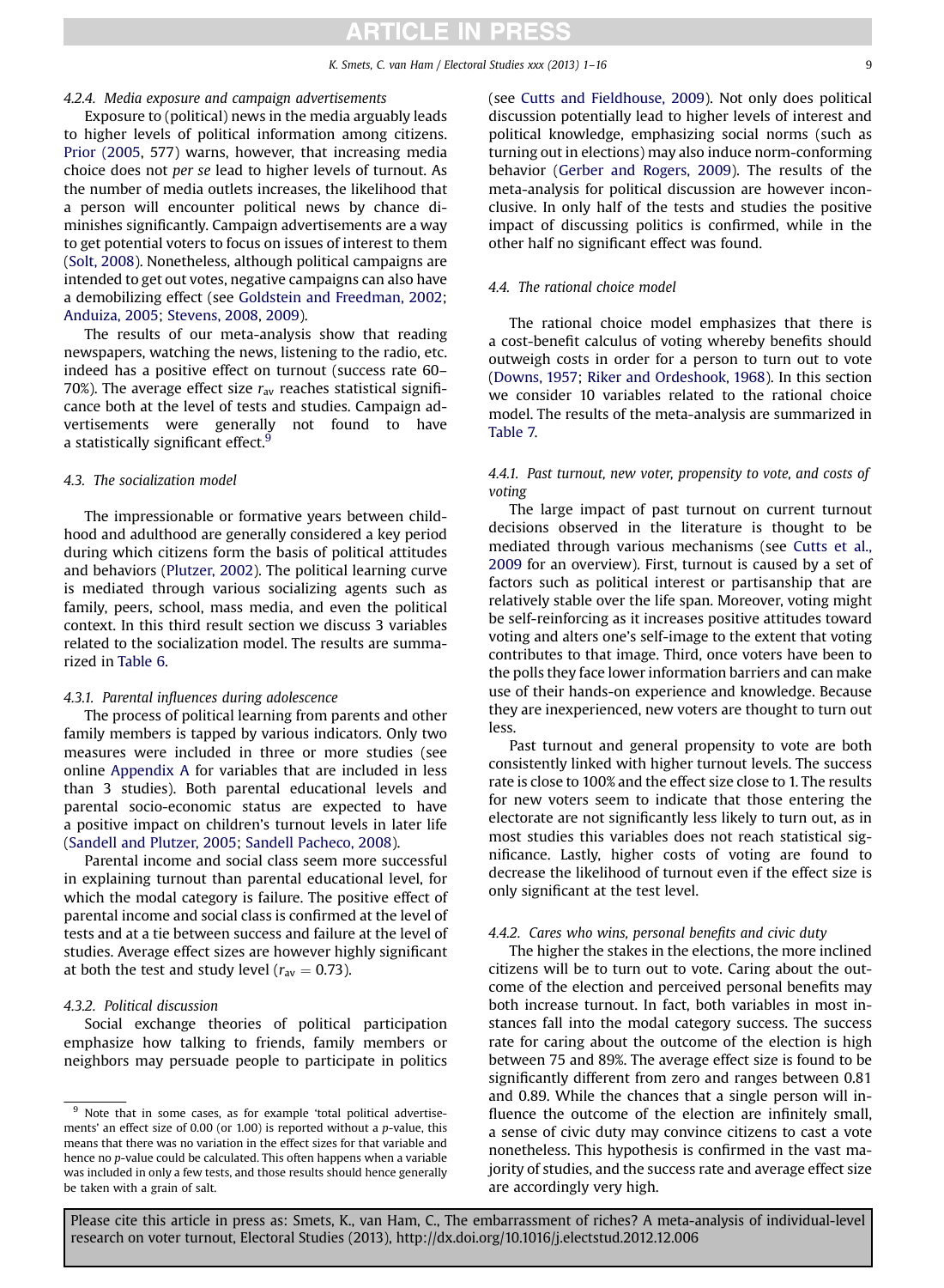#### 4.2.4. Media exposure and campaign advertisements

Exposure to (political) news in the media arguably leads to higher levels of political information among citizens. Prior (2005, 577) warns, however, that increasing media choice does not *per se* lead to higher levels of turnout. As the number of media outlets increases, the likelihood that a person will encounter political news by chance diminishes significantly. Campaign advertisements are a way to get potential voters to focus on issues of interest to them (Solt, 2008). Nonetheless, although political campaigns are intended to get out votes, negative campaigns can also have a demobilizing effect (see Goldstein and Freedman, 2002; Anduiza, 2005; Stevens, 2008, 2009).

The results of our meta-analysis show that reading newspapers, watching the news, listening to the radio, etc. indeed has a positive effect on turnout (success rate 60–70%). The average effect size $r_{av}$ reaches statistical significance both at the level of tests and studies. Campaign advertisements were generally not found to have a statistically significant effect.[9]

### 4.3. The socialization model

The impressionable or formative years between childhood and adulthood are generally considered a key period during which citizens form the basis of political attitudes and behaviors (Plutzer, 2002). The political learning curve is mediated through various socializing agents such as family, peers, school, mass media, and even the political context. In this third result section we discuss 3 variables related to the socialization model. The results are summarized in Table 6.

#### 4.3.1. Parental influences during adolescence

The process of political learning from parents and other family members is tapped by various indicators. Only two measures were included in three or more studies (see online Appendix A for variables that are included in less than 3 studies). Both parental educational levels and parental socio-economic status are expected to have a positive impact on children's turnout levels in later life (Sandell and Plutzer, 2005; Sandell Pacheco, 2008).

Parental income and social class seem more successful in explaining turnout than parental educational level, for which the modal category is failure. The positive effect of parental income and social class is confirmed at the level of tests and at a tie between success and failure at the level of studies. Average effect sizes are however highly significant at both the test and study level ($r_{av} = 0.73$).

#### 4.3.2. Political discussion

Social exchange theories of political participation emphasize how talking to friends, family members or neighbors may persuade people to participate in politics (see Cutts and Fieldhouse, 2009). Not only does political discussion potentially lead to higher levels of interest and political knowledge, emphasizing social norms (such as turning out in elections) may also induce norm-conforming behavior (Gerber and Rogers, 2009). The results of the meta-analysis for political discussion are however inconclusive. In only half of the tests and studies the positive impact of discussing politics is confirmed, while in the other half no significant effect was found.

### 4.4. The rational choice model

The rational choice model emphasizes that there is a cost-benefit calculus of voting whereby benefits should outweigh costs in order for a person to turn out to vote (Downs, 1957; Riker and Ordeshook, 1968). In this section we consider 10 variables related to the rational choice model. The results of the meta-analysis are summarized in Table 7.

#### 4.4.1. Past turnout, new voter, propensity to vote, and costs of voting

The large impact of past turnout on current turnout decisions observed in the literature is thought to be mediated through various mechanisms (see Cutts et al., 2009 for an overview). First, turnout is caused by a set of factors such as political interest or partisanship that are relatively stable over the life span. Moreover, voting might be self-reinforcing as it increases positive attitudes toward voting and alters one's self-image to the extent that voting contributes to that image. Third, once voters have been to the polls they face lower information barriers and can make use of their hands-on experience and knowledge. Because they are inexperienced, new voters are thought to turn out less.

Past turnout and general propensity to vote are both consistently linked with higher turnout levels. The success rate is close to 100% and the effect size close to 1. The results for new voters seem to indicate that those entering the electorate are not significantly less likely to turn out, as in most studies this variables does not reach statistical significance. Lastly, higher costs of voting are found to decrease the likelihood of turnout even if the effect size is only significant at the test level.

#### 4.4.2. Cares who wins, personal benefits and civic duty

The higher the stakes in the elections, the more inclined citizens will be to turn out to vote. Caring about the outcome of the election and perceived personal benefits may both increase turnout. In fact, both variables in most instances fall into the modal category success. The success rate for caring about the outcome of the election is high between 75 and 89%. The average effect size is found to be significantly different from zero and ranges between 0.81 and 0.89. While the chances that a single person will influence the outcome of the election are infinitely small, a sense of civic duty may convince citizens to cast a vote nonetheless. This hypothesis is confirmed in the vast majority of studies, and the success rate and average effect size are accordingly very high.

[9] Note that in some cases, as for example 'total political advertisements' an effect size of 0.00 (or 1.00) is reported without a *p*-value, this means that there was no variation in the effect sizes for that variable and hence no *p*-value could be calculated. This often happens when a variable was included in only a few tests, and those results should hence generally be taken with a grain of salt.

Please cite this article in press as: Smets, K., van Ham, C., The embarrassment of riches? A meta-analysis of individual-level research on voter turnout, Electoral Studies (2013), http://dx.doi.org/10.1016/j.electstud.2012.12.006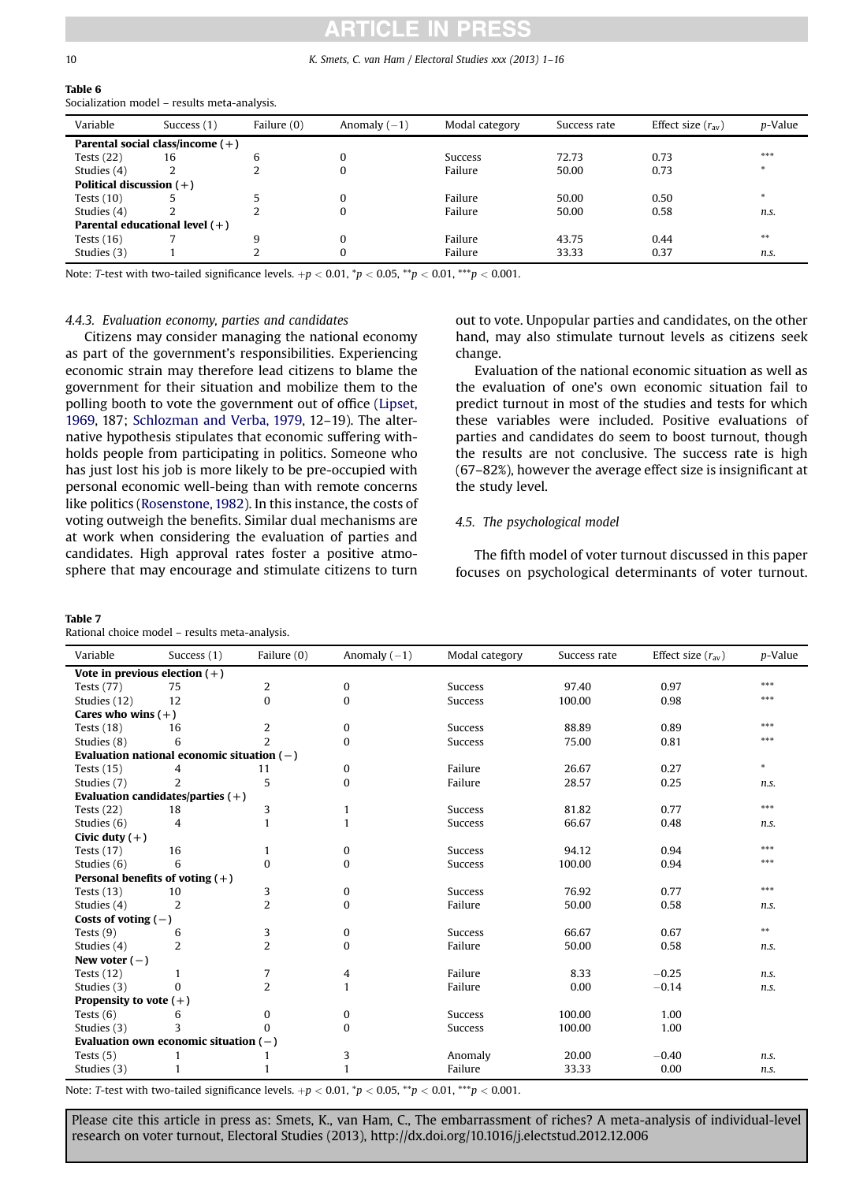**Table 6**
Socialization model – results meta-analysis.

| Variable | Success (1) | Failure (0) | Anomaly (−1) | Modal category | Success rate | Effect size ($r_{av}$) | *p*-Value |
|---|---|---|---|---|---|---|---|
| **Parental social class/income (+)** | | | | | | | |
| Tests (22) | 16 | 6 | 0 | Success | 72.73 | 0.73 | *** |
| Studies (4) | 2 | 2 | 0 | Failure | 50.00 | 0.73 | * |
| **Political discussion (+)** | | | | | | | |
| Tests (10) | 5 | 5 | 0 | Failure | 50.00 | 0.50 | * |
| Studies (4) | 2 | 2 | 0 | Failure | 50.00 | 0.58 | *n.s.* |
| **Parental educational level (+)** | | | | | | | |
| Tests (16) | 7 | 9 | 0 | Failure | 43.75 | 0.44 | ** |
| Studies (3) | 1 | 2 | 0 | Failure | 33.33 | 0.37 | *n.s.* |

Note: *T*-test with two-tailed significance levels. $+p < 0.01$, $^*p < 0.05$, $^{**}p < 0.01$, $^{***}p < 0.001$.

#### 4.4.3. Evaluation economy, parties and candidates

Citizens may consider managing the national economy as part of the government's responsibilities. Experiencing economic strain may therefore lead citizens to blame the government for their situation and mobilize them to the polling booth to vote the government out of office (Lipset, 1969, 187; Schlozman and Verba, 1979, 12–19). The alternative hypothesis stipulates that economic suffering withholds people from participating in politics. Someone who has just lost his job is more likely to be pre-occupied with personal economic well-being than with remote concerns like politics (Rosenstone, 1982). In this instance, the costs of voting outweigh the benefits. Similar dual mechanisms are at work when considering the evaluation of parties and candidates. High approval rates foster a positive atmosphere that may encourage and stimulate citizens to turn out to vote. Unpopular parties and candidates, on the other hand, may also stimulate turnout levels as citizens seek change.

Evaluation of the national economic situation as well as the evaluation of one's own economic situation fail to predict turnout in most of the studies and tests for which these variables were included. Positive evaluations of parties and candidates do seem to boost turnout, though the results are not conclusive. The success rate is high (67–82%), however the average effect size is insignificant at the study level.

### 4.5. The psychological model

The fifth model of voter turnout discussed in this paper focuses on psychological determinants of voter turnout.

**Table 7**
Rational choice model – results meta-analysis.

| Variable | Success (1) | Failure (0) | Anomaly (−1) | Modal category | Success rate | Effect size ($r_{av}$) | *p*-Value |
|---|---|---|---|---|---|---|---|
| **Vote in previous election (+)** | | | | | | | |
| Tests (77) | 75 | 2 | 0 | Success | 97.40 | 0.97 | *** |
| Studies (12) | 12 | 0 | 0 | Success | 100.00 | 0.98 | *** |
| **Cares who wins (+)** | | | | | | | |
| Tests (18) | 16 | 2 | 0 | Success | 88.89 | 0.89 | *** |
| Studies (8) | 6 | 2 | 0 | Success | 75.00 | 0.81 | *** |
| **Evaluation national economic situation (−)** | | | | | | | |
| Tests (15) | 4 | 11 | 0 | Failure | 26.67 | 0.27 | * |
| Studies (7) | 2 | 5 | 0 | Failure | 28.57 | 0.25 | *n.s.* |
| **Evaluation candidates/parties (+)** | | | | | | | |
| Tests (22) | 18 | 3 | 1 | Success | 81.82 | 0.77 | *** |
| Studies (6) | 4 | 1 | 1 | Success | 66.67 | 0.48 | *n.s.* |
| **Civic duty (+)** | | | | | | | |
| Tests (17) | 16 | 1 | 0 | Success | 94.12 | 0.94 | *** |
| Studies (6) | 6 | 0 | 0 | Success | 100.00 | 0.94 | *** |
| **Personal benefits of voting (+)** | | | | | | | |
| Tests (13) | 10 | 3 | 0 | Success | 76.92 | 0.77 | *** |
| Studies (4) | 2 | 2 | 0 | Failure | 50.00 | 0.58 | *n.s.* |
| **Costs of voting (−)** | | | | | | | |
| Tests (9) | 6 | 3 | 0 | Success | 66.67 | 0.67 | ** |
| Studies (4) | 2 | 2 | 0 | Failure | 50.00 | 0.58 | *n.s.* |
| **New voter (−)** | | | | | | | |
| Tests (12) | 1 | 7 | 4 | Failure | 8.33 | −0.25 | *n.s.* |
| Studies (3) | 0 | 2 | 1 | Failure | 0.00 | −0.14 | *n.s.* |
| **Propensity to vote (+)** | | | | | | | |
| Tests (6) | 6 | 0 | 0 | Success | 100.00 | 1.00 | |
| Studies (3) | 3 | 0 | 0 | Success | 100.00 | 1.00 | |
| **Evaluation own economic situation (−)** | | | | | | | |
| Tests (5) | 1 | 1 | 3 | Anomaly | 20.00 | −0.40 | *n.s.* |
| Studies (3) | 1 | 1 | 1 | Failure | 33.33 | 0.00 | *n.s.* |

Note: *T*-test with two-tailed significance levels. $+p < 0.01$, $^*p < 0.05$, $^{**}p < 0.01$, $^{***}p < 0.001$.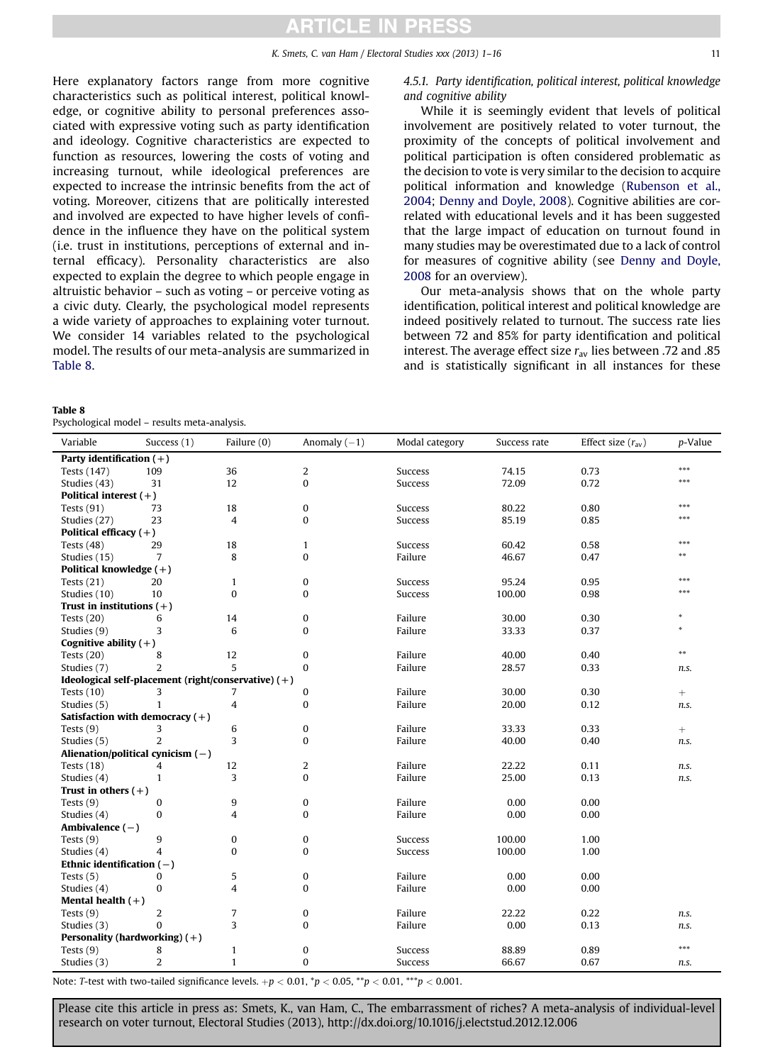Here explanatory factors range from more cognitive characteristics such as political interest, political knowledge, or cognitive ability to personal preferences associated with expressive voting such as party identification and ideology. Cognitive characteristics are expected to function as resources, lowering the costs of voting and increasing turnout, while ideological preferences are expected to increase the intrinsic benefits from the act of voting. Moreover, citizens that are politically interested and involved are expected to have higher levels of confidence in the influence they have on the political system (i.e. trust in institutions, perceptions of external and internal efficacy). Personality characteristics are also expected to explain the degree to which people engage in altruistic behavior – such as voting – or perceive voting as a civic duty. Clearly, the psychological model represents a wide variety of approaches to explaining voter turnout. We consider 14 variables related to the psychological model. The results of our meta-analysis are summarized in Table 8.

#### 4.5.1. Party identification, political interest, political knowledge and cognitive ability

While it is seemingly evident that levels of political involvement are positively related to voter turnout, the proximity of the concepts of political involvement and political participation is often considered problematic as the decision to vote is very similar to the decision to acquire political information and knowledge (Rubenson et al., 2004; Denny and Doyle, 2008). Cognitive abilities are correlated with educational levels and it has been suggested that the large impact of education on turnout found in many studies may be overestimated due to a lack of control for measures of cognitive ability (see Denny and Doyle, 2008 for an overview).

Our meta-analysis shows that on the whole party identification, political interest and political knowledge are indeed positively related to turnout. The success rate lies between 72 and 85% for party identification and political interest. The average effect size $r_{av}$ lies between .72 and .85 and is statistically significant in all instances for these

**Table 8**
Psychological model – results meta-analysis.

| Variable | Success (1) | Failure (0) | Anomaly (−1) | Modal category | Success rate | Effect size ($r_{av}$) | *p*-Value |
|---|---|---|---|---|---|---|---|
| **Party identification (+)** | | | | | | | |
| Tests (147) | 109 | 36 | 2 | Success | 74.15 | 0.73 | *** |
| Studies (43) | 31 | 12 | 0 | Success | 72.09 | 0.72 | *** |
| **Political interest (+)** | | | | | | | |
| Tests (91) | 73 | 18 | 0 | Success | 80.22 | 0.80 | *** |
| Studies (27) | 23 | 4 | 0 | Success | 85.19 | 0.85 | *** |
| **Political efficacy (+)** | | | | | | | |
| Tests (48) | 29 | 18 | 1 | Success | 60.42 | 0.58 | *** |
| Studies (15) | 7 | 8 | 0 | Failure | 46.67 | 0.47 | ** |
| **Political knowledge (+)** | | | | | | | |
| Tests (21) | 20 | 1 | 0 | Success | 95.24 | 0.95 | *** |
| Studies (10) | 10 | 0 | 0 | Success | 100.00 | 0.98 | *** |
| **Trust in institutions (+)** | | | | | | | |
| Tests (20) | 6 | 14 | 0 | Failure | 30.00 | 0.30 | * |
| Studies (9) | 3 | 6 | 0 | Failure | 33.33 | 0.37 | * |
| **Cognitive ability (+)** | | | | | | | |
| Tests (20) | 8 | 12 | 0 | Failure | 40.00 | 0.40 | ** |
| Studies (7) | 2 | 5 | 0 | Failure | 28.57 | 0.33 | *n.s.* |
| **Ideological self-placement (right/conservative) (+)** | | | | | | | |
| Tests (10) | 3 | 7 | 0 | Failure | 30.00 | 0.30 | + |
| Studies (5) | 1 | 4 | 0 | Failure | 20.00 | 0.12 | *n.s.* |
| **Satisfaction with democracy (+)** | | | | | | | |
| Tests (9) | 3 | 6 | 0 | Failure | 33.33 | 0.33 | + |
| Studies (5) | 2 | 3 | 0 | Failure | 40.00 | 0.40 | *n.s.* |
| **Alienation/political cynicism (−)** | | | | | | | |
| Tests (18) | 4 | 12 | 2 | Failure | 22.22 | 0.11 | *n.s.* |
| Studies (4) | 1 | 3 | 0 | Failure | 25.00 | 0.13 | *n.s.* |
| **Trust in others (+)** | | | | | | | |
| Tests (9) | 0 | 9 | 0 | Failure | 0.00 | 0.00 | |
| Studies (4) | 0 | 4 | 0 | Failure | 0.00 | 0.00 | |
| **Ambivalence (−)** | | | | | | | |
| Tests (9) | 9 | 0 | 0 | Success | 100.00 | 1.00 | |
| Studies (4) | 4 | 0 | 0 | Success | 100.00 | 1.00 | |
| **Ethnic identification (−)** | | | | | | | |
| Tests (5) | 0 | 5 | 0 | Failure | 0.00 | 0.00 | |
| Studies (4) | 0 | 4 | 0 | Failure | 0.00 | 0.00 | |
| **Mental health (+)** | | | | | | | |
| Tests (9) | 2 | 7 | 0 | Failure | 22.22 | 0.22 | *n.s.* |
| Studies (3) | 0 | 3 | 0 | Failure | 0.00 | 0.13 | *n.s.* |
| **Personality (hardworking) (+)** | | | | | | | |
| Tests (9) | 8 | 1 | 0 | Success | 88.89 | 0.89 | *** |
| Studies (3) | 2 | 1 | 0 | Success | 66.67 | 0.67 | *n.s.* |

Note: *T*-test with two-tailed significance levels. $+p < 0.01$, $^{*}p < 0.05$, $^{**}p < 0.01$, $^{***}p < 0.001$.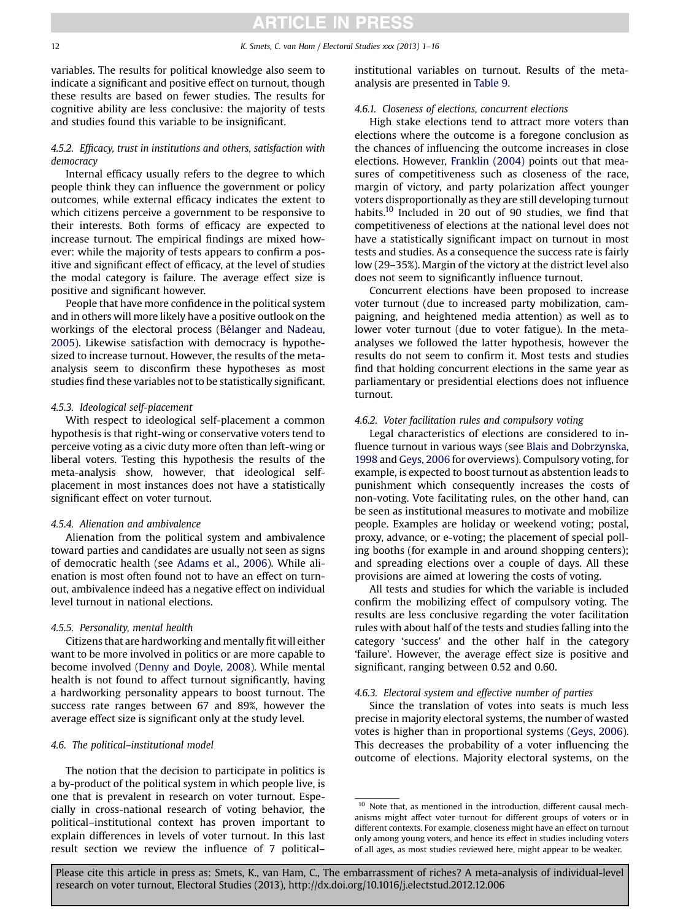variables. The results for political knowledge also seem to indicate a significant and positive effect on turnout, though these results are based on fewer studies. The results for cognitive ability are less conclusive: the majority of tests and studies found this variable to be insignificant.

#### 4.5.2. Efficacy, trust in institutions and others, satisfaction with democracy

Internal efficacy usually refers to the degree to which people think they can influence the government or policy outcomes, while external efficacy indicates the extent to which citizens perceive a government to be responsive to their interests. Both forms of efficacy are expected to increase turnout. The empirical findings are mixed however: while the majority of tests appears to confirm a positive and significant effect of efficacy, at the level of studies the modal category is failure. The average effect size is positive and significant however.

People that have more confidence in the political system and in others will more likely have a positive outlook on the workings of the electoral process (Bélanger and Nadeau, 2005). Likewise satisfaction with democracy is hypothesized to increase turnout. However, the results of the meta-analysis seem to disconfirm these hypotheses as most studies find these variables not to be statistically significant.

#### 4.5.3. Ideological self-placement

With respect to ideological self-placement a common hypothesis is that right-wing or conservative voters tend to perceive voting as a civic duty more often than left-wing or liberal voters. Testing this hypothesis the results of the meta-analysis show, however, that ideological self-placement in most instances does not have a statistically significant effect on voter turnout.

#### 4.5.4. Alienation and ambivalence

Alienation from the political system and ambivalence toward parties and candidates are usually not seen as signs of democratic health (see Adams et al., 2006). While alienation is most often found not to have an effect on turnout, ambivalence indeed has a negative effect on individual level turnout in national elections.

#### 4.5.5. Personality, mental health

Citizens that are hardworking and mentally fit will either want to be more involved in politics or are more capable to become involved (Denny and Doyle, 2008). While mental health is not found to affect turnout significantly, having a hardworking personality appears to boost turnout. The success rate ranges between 67 and 89%, however the average effect size is significant only at the study level.

### 4.6. The political–institutional model

The notion that the decision to participate in politics is a by-product of the political system in which people live, is one that is prevalent in research on voter turnout. Especially in cross-national research of voting behavior, the political–institutional context has proven important to explain differences in levels of voter turnout. In this last result section we review the influence of 7 political–institutional variables on turnout. Results of the meta-analysis are presented in Table 9.

#### 4.6.1. Closeness of elections, concurrent elections

High stake elections tend to attract more voters than elections where the outcome is a foregone conclusion as the chances of influencing the outcome increases in close elections. However, Franklin (2004) points out that measures of competitiveness such as closeness of the race, margin of victory, and party polarization affect younger voters disproportionally as they are still developing turnout habits.[10] Included in 20 out of 90 studies, we find that competitiveness of elections at the national level does not have a statistically significant impact on turnout in most tests and studies. As a consequence the success rate is fairly low (29–35%). Margin of the victory at the district level also does not seem to significantly influence turnout.

Concurrent elections have been proposed to increase voter turnout (due to increased party mobilization, campaigning, and heightened media attention) as well as to lower voter turnout (due to voter fatigue). In the meta-analyses we followed the latter hypothesis, however the results do not seem to confirm it. Most tests and studies find that holding concurrent elections in the same year as parliamentary or presidential elections does not influence turnout.

#### 4.6.2. Voter facilitation rules and compulsory voting

Legal characteristics of elections are considered to influence turnout in various ways (see Blais and Dobrzynska, 1998 and Geys, 2006 for overviews). Compulsory voting, for example, is expected to boost turnout as abstention leads to punishment which consequently increases the costs of non-voting. Vote facilitating rules, on the other hand, can be seen as institutional measures to motivate and mobilize people. Examples are holiday or weekend voting; postal, proxy, advance, or e-voting; the placement of special polling booths (for example in and around shopping centers); and spreading elections over a couple of days. All these provisions are aimed at lowering the costs of voting.

All tests and studies for which the variable is included confirm the mobilizing effect of compulsory voting. The results are less conclusive regarding the voter facilitation rules with about half of the tests and studies falling into the category 'success' and the other half in the category 'failure'. However, the average effect size is positive and significant, ranging between 0.52 and 0.60.

#### 4.6.3. Electoral system and effective number of parties

Since the translation of votes into seats is much less precise in majority electoral systems, the number of wasted votes is higher than in proportional systems (Geys, 2006). This decreases the probability of a voter influencing the outcome of elections. Majority electoral systems, on the

[10] Note that, as mentioned in the introduction, different causal mechanisms might affect voter turnout for different groups of voters or in different contexts. For example, closeness might have an effect on turnout only among young voters, and hence its effect in studies including voters of all ages, as most studies reviewed here, might appear to be weaker.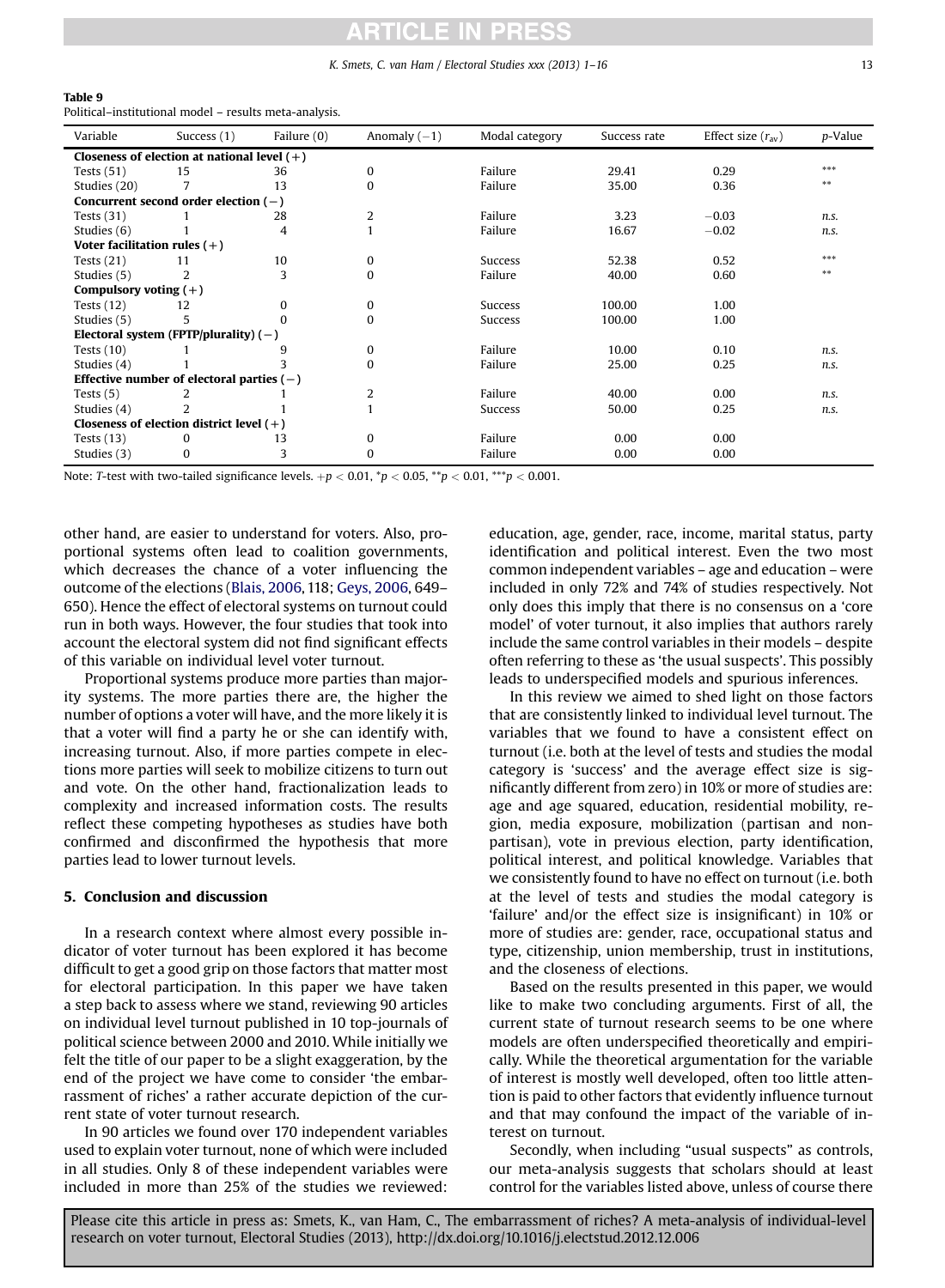**Table 9**
Political–institutional model – results meta-analysis.

| Variable | Success (1) | Failure (0) | Anomaly (−1) | Modal category | Success rate | Effect size ($r_{av}$) | *p*-Value |
|---|---|---|---|---|---|---|---|
| **Closeness of election at national level (+)** | | | | | | | |
| Tests (51) | 15 | 36 | 0 | Failure | 29.41 | 0.29 | *** |
| Studies (20) | 7 | 13 | 0 | Failure | 35.00 | 0.36 | ** |
| **Concurrent second order election (−)** | | | | | | | |
| Tests (31) | 1 | 28 | 2 | Failure | 3.23 | −0.03 | *n.s.* |
| Studies (6) | 1 | 4 | 1 | Failure | 16.67 | −0.02 | *n.s.* |
| **Voter facilitation rules (+)** | | | | | | | |
| Tests (21) | 11 | 10 | 0 | Success | 52.38 | 0.52 | *** |
| Studies (5) | 2 | 3 | 0 | Failure | 40.00 | 0.60 | ** |
| **Compulsory voting (+)** | | | | | | | |
| Tests (12) | 12 | 0 | 0 | Success | 100.00 | 1.00 | |
| Studies (5) | 5 | 0 | 0 | Success | 100.00 | 1.00 | |
| **Electoral system (FPTP/plurality) (−)** | | | | | | | |
| Tests (10) | 1 | 9 | 0 | Failure | 10.00 | 0.10 | *n.s.* |
| Studies (4) | 1 | 3 | 0 | Failure | 25.00 | 0.25 | *n.s.* |
| **Effective number of electoral parties (−)** | | | | | | | |
| Tests (5) | 2 | 1 | 2 | Failure | 40.00 | 0.00 | *n.s.* |
| Studies (4) | 2 | 1 | 1 | Success | 50.00 | 0.25 | *n.s.* |
| **Closeness of election district level (+)** | | | | | | | |
| Tests (13) | 0 | 13 | 0 | Failure | 0.00 | 0.00 | |
| Studies (3) | 0 | 3 | 0 | Failure | 0.00 | 0.00 | |

Note: *T*-test with two-tailed significance levels. $+p < 0.01$, $^{*}p < 0.05$, $^{**}p < 0.01$, $^{***}p < 0.001$.

other hand, are easier to understand for voters. Also, proportional systems often lead to coalition governments, which decreases the chance of a voter influencing the outcome of the elections (Blais, 2006, 118; Geys, 2006, 649–650). Hence the effect of electoral systems on turnout could run in both ways. However, the four studies that took into account the electoral system did not find significant effects of this variable on individual level voter turnout.

Proportional systems produce more parties than majority systems. The more parties there are, the higher the number of options a voter will have, and the more likely it is that a voter will find a party he or she can identify with, increasing turnout. Also, if more parties compete in elections more parties will seek to mobilize citizens to turn out and vote. On the other hand, fractionalization leads to complexity and increased information costs. The results reflect these competing hypotheses as studies have both confirmed and disconfirmed the hypothesis that more parties lead to lower turnout levels.

## 5. Conclusion and discussion

In a research context where almost every possible indicator of voter turnout has been explored it has become difficult to get a good grip on those factors that matter most for electoral participation. In this paper we have taken a step back to assess where we stand, reviewing 90 articles on individual level turnout published in 10 top-journals of political science between 2000 and 2010. While initially we felt the title of our paper to be a slight exaggeration, by the end of the project we have come to consider 'the embarrassment of riches' a rather accurate depiction of the current state of voter turnout research.

In 90 articles we found over 170 independent variables used to explain voter turnout, none of which were included in all studies. Only 8 of these independent variables were included in more than 25% of the studies we reviewed: education, age, gender, race, income, marital status, party identification and political interest. Even the two most common independent variables – age and education – were included in only 72% and 74% of studies respectively. Not only does this imply that there is no consensus on a 'core model' of voter turnout, it also implies that authors rarely include the same control variables in their models – despite often referring to these as 'the usual suspects'. This possibly leads to underspecified models and spurious inferences.

In this review we aimed to shed light on those factors that are consistently linked to individual level turnout. The variables that we found to have a consistent effect on turnout (i.e. both at the level of tests and studies the modal category is 'success' and the average effect size is significantly different from zero) in 10% or more of studies are: age and age squared, education, residential mobility, region, media exposure, mobilization (partisan and non-partisan), vote in previous election, party identification, political interest, and political knowledge. Variables that we consistently found to have no effect on turnout (i.e. both at the level of tests and studies the modal category is 'failure' and/or the effect size is insignificant) in 10% or more of studies are: gender, race, occupational status and type, citizenship, union membership, trust in institutions, and the closeness of elections.

Based on the results presented in this paper, we would like to make two concluding arguments. First of all, the current state of turnout research seems to be one where models are often underspecified theoretically and empirically. While the theoretical argumentation for the variable of interest is mostly well developed, often too little attention is paid to other factors that evidently influence turnout and that may confound the impact of the variable of interest on turnout.

Secondly, when including "usual suspects" as controls, our meta-analysis suggests that scholars should at least control for the variables listed above, unless of course there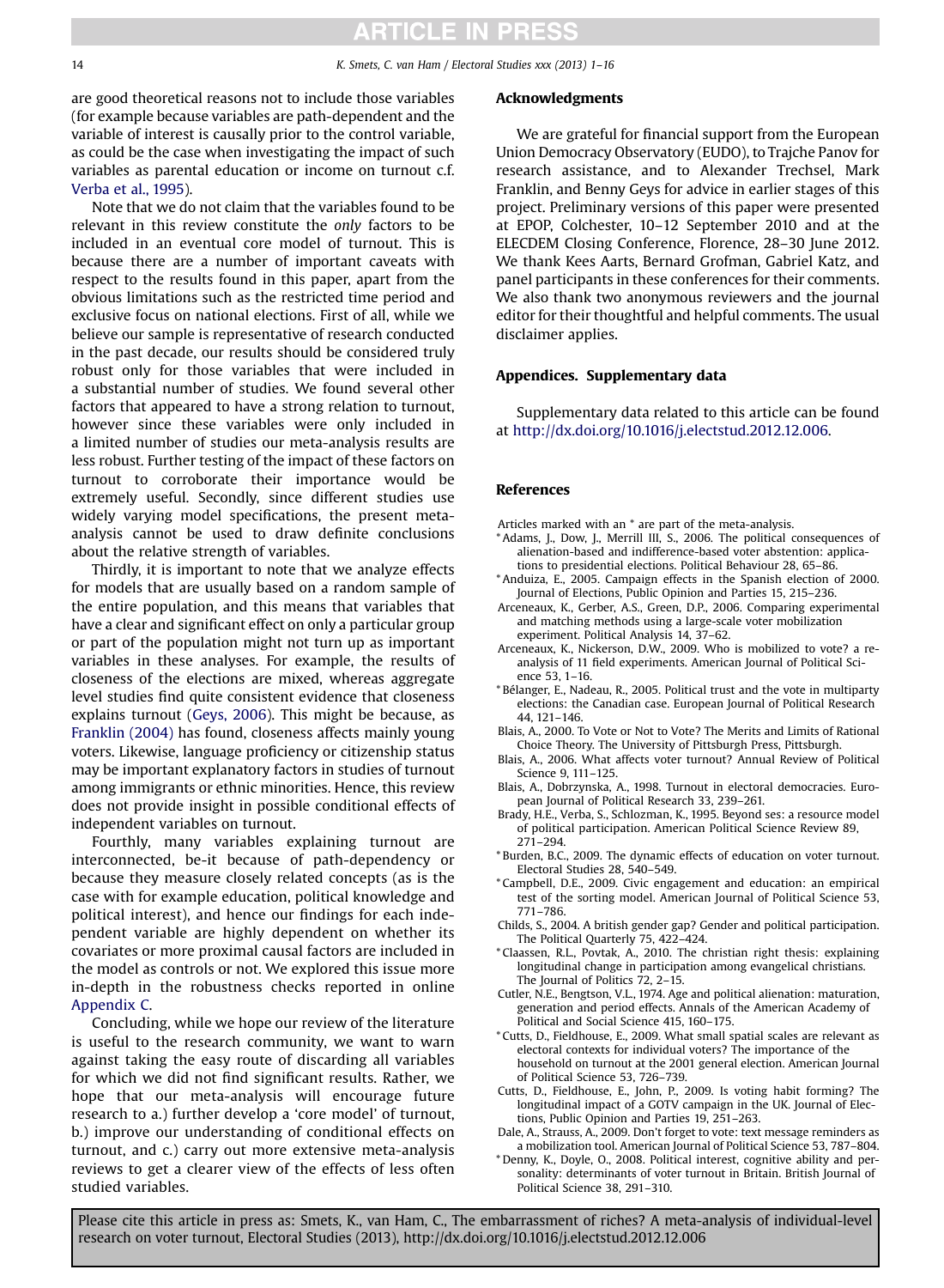are good theoretical reasons not to include those variables (for example because variables are path-dependent and the variable of interest is causally prior to the control variable, as could be the case when investigating the impact of such variables as parental education or income on turnout c.f. Verba et al., 1995).

Note that we do not claim that the variables found to be relevant in this review constitute the *only* factors to be included in an eventual core model of turnout. This is because there are a number of important caveats with respect to the results found in this paper, apart from the obvious limitations such as the restricted time period and exclusive focus on national elections. First of all, while we believe our sample is representative of research conducted in the past decade, our results should be considered truly robust only for those variables that were included in a substantial number of studies. We found several other factors that appeared to have a strong relation to turnout, however since these variables were only included in a limited number of studies our meta-analysis results are less robust. Further testing of the impact of these factors on turnout to corroborate their importance would be extremely useful. Secondly, since different studies use widely varying model specifications, the present meta-analysis cannot be used to draw definite conclusions about the relative strength of variables.

Thirdly, it is important to note that we analyze effects for models that are usually based on a random sample of the entire population, and this means that variables that have a clear and significant effect on only a particular group or part of the population might not turn up as important variables in these analyses. For example, the results of closeness of the elections are mixed, whereas aggregate level studies find quite consistent evidence that closeness explains turnout (Geys, 2006). This might be because, as Franklin (2004) has found, closeness affects mainly young voters. Likewise, language proficiency or citizenship status may be important explanatory factors in studies of turnout among immigrants or ethnic minorities. Hence, this review does not provide insight in possible conditional effects of independent variables on turnout.

Fourthly, many variables explaining turnout are interconnected, be-it because of path-dependency or because they measure closely related concepts (as is the case with for example education, political knowledge and political interest), and hence our findings for each independent variable are highly dependent on whether its covariates or more proximal causal factors are included in the model as controls or not. We explored this issue more in-depth in the robustness checks reported in online Appendix C.

Concluding, while we hope our review of the literature is useful to the research community, we want to warn against taking the easy route of discarding all variables for which we did not find significant results. Rather, we hope that our meta-analysis will encourage future research to a.) further develop a 'core model' of turnout, b.) improve our understanding of conditional effects on turnout, and c.) carry out more extensive meta-analysis reviews to get a clearer view of the effects of less often studied variables.

## Acknowledgments

We are grateful for financial support from the European Union Democracy Observatory (EUDO), to Trajche Panov for research assistance, and to Alexander Trechsel, Mark Franklin, and Benny Geys for advice in earlier stages of this project. Preliminary versions of this paper were presented at EPOP, Colchester, 10–12 September 2010 and at the ELECDEM Closing Conference, Florence, 28–30 June 2012. We thank Kees Aarts, Bernard Grofman, Gabriel Katz, and panel participants in these conferences for their comments. We also thank two anonymous reviewers and the journal editor for their thoughtful and helpful comments. The usual disclaimer applies.

## Appendices. Supplementary data

Supplementary data related to this article can be found at http://dx.doi.org/10.1016/j.electstud.2012.12.006.

## References

Articles marked with an * are part of the meta-analysis.

*Adams, J., Dow, J., Merrill III, S., 2006. The political consequences of alienation-based and indifference-based voter abstention: applications to presidential elections. Political Behaviour 28, 65–86.

*Anduiza, E., 2005. Campaign effects in the Spanish election of 2000. Journal of Elections, Public Opinion and Parties 15, 215–236.

Arceneaux, K., Gerber, A.S., Green, D.P., 2006. Comparing experimental and matching methods using a large-scale voter mobilization experiment. Political Analysis 14, 37–62.

Arceneaux, K., Nickerson, D.W., 2009. Who is mobilized to vote? a re-analysis of 11 field experiments. American Journal of Political Science 53, 1–16.

*Bélanger, E., Nadeau, R., 2005. Political trust and the vote in multiparty elections: the Canadian case. European Journal of Political Research 44, 121–146.

Blais, A., 2000. To Vote or Not to Vote? The Merits and Limits of Rational Choice Theory. The University of Pittsburgh Press, Pittsburgh.

Blais, A., 2006. What affects voter turnout? Annual Review of Political Science 9, 111–125.

Blais, A., Dobrzynska, A., 1998. Turnout in electoral democracies. European Journal of Political Research 33, 239–261.

Brady, H.E., Verba, S., Schlozman, K., 1995. Beyond ses: a resource model of political participation. American Political Science Review 89, 271–294.

*Burden, B.C., 2009. The dynamic effects of education on voter turnout. Electoral Studies 28, 540–549.

*Campbell, D.E., 2009. Civic engagement and education: an empirical test of the sorting model. American Journal of Political Science 53, 771–786.

Childs, S., 2004. A british gender gap? Gender and political participation. The Political Quarterly 75, 422–424.

*Claassen, R.L., Povtak, A., 2010. The christian right thesis: explaining longitudinal change in participation among evangelical christians. The Journal of Politics 72, 2–15.

Cutler, N.E., Bengtson, V.L., 1974. Age and political alienation: maturation, generation and period effects. Annals of the American Academy of Political and Social Science 415, 160–175.

*Cutts, D., Fieldhouse, E., 2009. What small spatial scales are relevant as electoral contexts for individual voters? The importance of the household on turnout at the 2001 general election. American Journal of Political Science 53, 726–739.

Cutts, D., Fieldhouse, E., John, P., 2009. Is voting habit forming? The longitudinal impact of a GOTV campaign in the UK. Journal of Elections, Public Opinion and Parties 19, 251–263.

Dale, A., Strauss, A., 2009. Don't forget to vote: text message reminders as a mobilization tool. American Journal of Political Science 53, 787–804.

*Denny, K., Doyle, O., 2008. Political interest, cognitive ability and personality: determinants of voter turnout in Britain. British Journal of Political Science 38, 291–310.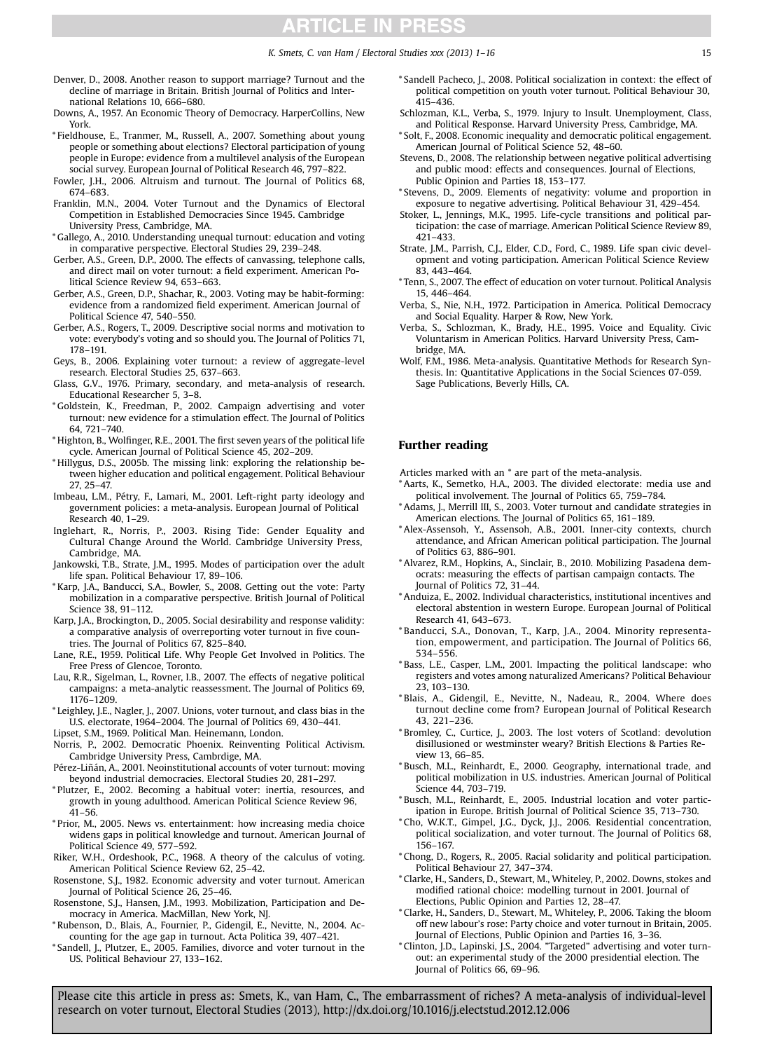Denver, D., 2008. Another reason to support marriage? Turnout and the decline of marriage in Britain. British Journal of Politics and International Relations 10, 666–680.

Downs, A., 1957. An Economic Theory of Democracy. HarperCollins, New York.

* Fieldhouse, E., Tranmer, M., Russell, A., 2007. Something about young people or something about elections? Electoral participation of young people in Europe: evidence from a multilevel analysis of the European social survey. European Journal of Political Research 46, 797–822.

Fowler, J.H., 2006. Altruism and turnout. The Journal of Politics 68, 674–683.

Franklin, M.N., 2004. Voter Turnout and the Dynamics of Electoral Competition in Established Democracies Since 1945. Cambridge University Press, Cambridge, MA.

* Gallego, A., 2010. Understanding unequal turnout: education and voting in comparative perspective. Electoral Studies 29, 239–248.

Gerber, A.S., Green, D.P., 2000. The effects of canvassing, telephone calls, and direct mail on voter turnout: a field experiment. American Political Science Review 94, 653–663.

Gerber, A.S., Green, D.P., Shachar, R., 2003. Voting may be habit-forming: evidence from a randomized field experiment. American Journal of Political Science 47, 540–550.

Gerber, A.S., Rogers, T., 2009. Descriptive social norms and motivation to vote: everybody's voting and so should you. The Journal of Politics 71, 178–191.

Geys, B., 2006. Explaining voter turnout: a review of aggregate-level research. Electoral Studies 25, 637–663.

Glass, G.V., 1976. Primary, secondary, and meta-analysis of research. Educational Researcher 5, 3–8.

* Goldstein, K., Freedman, P., 2002. Campaign advertising and voter turnout: new evidence for a stimulation effect. The Journal of Politics 64, 721–740.

* Highton, B., Wolfinger, R.E., 2001. The first seven years of the political life cycle. American Journal of Political Science 45, 202–209.

* Hillygus, D.S., 2005b. The missing link: exploring the relationship between higher education and political engagement. Political Behaviour 27, 25–47.

Imbeau, L.M., Pétry, F., Lamari, M., 2001. Left-right party ideology and government policies: a meta-analysis. European Journal of Political Research 40, 1–29.

Inglehart, R., Norris, P., 2003. Rising Tide: Gender Equality and Cultural Change Around the World. Cambridge University Press, Cambridge, MA.

Jankowski, T.B., Strate, J.M., 1995. Modes of participation over the adult life span. Political Behaviour 17, 89–106.

* Karp, J.A., Banducci, S.A., Bowler, S., 2008. Getting out the vote: Party mobilization in a comparative perspective. British Journal of Political Science 38, 91–112.

Karp, J.A., Brockington, D., 2005. Social desirability and response validity: a comparative analysis of overreporting voter turnout in five countries. The Journal of Politics 67, 825–840.

Lane, R.E., 1959. Political Life. Why People Get Involved in Politics. The Free Press of Glencoe, Toronto.

Lau, R.R., Sigelman, L., Rovner, I.B., 2007. The effects of negative political campaigns: a meta-analytic reassessment. The Journal of Politics 69, 1176–1209.

* Leighley, J.E., Nagler, J., 2007. Unions, voter turnout, and class bias in the U.S. electorate, 1964–2004. The Journal of Politics 69, 430–441.

Lipset, S.M., 1969. Political Man. Heinemann, London.

Norris, P., 2002. Democratic Phoenix. Reinventing Political Activism. Cambridge University Press, Cambrdige, MA.

Pérez-Liñán, A., 2001. Neoinstitutional accounts of voter turnout: moving beyond industrial democracies. Electoral Studies 20, 281–297.

* Plutzer, E., 2002. Becoming a habitual voter: inertia, resources, and growth in young adulthood. American Political Science Review 96, 41–56.

* Prior, M., 2005. News vs. entertainment: how increasing media choice widens gaps in political knowledge and turnout. American Journal of Political Science 49, 577–592.

Riker, W.H., Ordeshook, P.C., 1968. A theory of the calculus of voting. American Political Science Review 62, 25–42.

Rosenstone, S.J., 1982. Economic adversity and voter turnout. American Journal of Political Science 26, 25–46.

Rosenstone, S.J., Hansen, J.M., 1993. Mobilization, Participation and Democracy in America. MacMillan, New York, NJ.

* Rubenson, D., Blais, A., Fournier, P., Gidengil, E., Nevitte, N., 2004. Accounting for the age gap in turnout. Acta Politica 39, 407–421.

* Sandell, J., Plutzer, E., 2005. Families, divorce and voter turnout in the US. Political Behaviour 27, 133–162.

* Sandell Pacheco, J., 2008. Political socialization in context: the effect of political competition on youth voter turnout. Political Behaviour 30, 415–436.

Schlozman, K.L., Verba, S., 1979. Injury to Insult. Unemployment, Class, and Political Response. Harvard University Press, Cambridge, MA.

* Solt, F., 2008. Economic inequality and democratic political engagement. American Journal of Political Science 52, 48–60.

Stevens, D., 2008. The relationship between negative political advertising and public mood: effects and consequences. Journal of Elections, Public Opinion and Parties 18, 153–177.

* Stevens, D., 2009. Elements of negativity: volume and proportion in exposure to negative advertising. Political Behaviour 31, 429–454.

Stoker, L., Jennings, M.K., 1995. Life-cycle transitions and political participation: the case of marriage. American Political Science Review 89, 421–433.

Strate, J.M., Parrish, C.J., Elder, C.D., Ford, C., 1989. Life span civic development and voting participation. American Political Science Review 83, 443–464.

* Tenn, S., 2007. The effect of education on voter turnout. Political Analysis 15, 446–464.

Verba, S., Nie, N.H., 1972. Participation in America. Political Democracy and Social Equality. Harper & Row, New York.

Verba, S., Schlozman, K., Brady, H.E., 1995. Voice and Equality. Civic Voluntarism in American Politics. Harvard University Press, Cambridge, MA.

Wolf, F.M., 1986. Meta-analysis. Quantitative Methods for Research Synthesis. In: Quantitative Applications in the Social Sciences 07-059. Sage Publications, Beverly Hills, CA.

## Further reading

Articles marked with an * are part of the meta-analysis.

* Aarts, K., Semetko, H.A., 2003. The divided electorate: media use and political involvement. The Journal of Politics 65, 759–784.

* Adams, J., Merrill III, S., 2003. Voter turnout and candidate strategies in American elections. The Journal of Politics 65, 161–189.

* Alex-Assensoh, Y., Assensoh, A.B., 2001. Inner-city contexts, church attendance, and African American political participation. The Journal of Politics 63, 886–901.

* Alvarez, R.M., Hopkins, A., Sinclair, B., 2010. Mobilizing Pasadena democrats: measuring the effects of partisan campaign contacts. The Journal of Politics 72, 31–44.

* Anduiza, E., 2002. Individual characteristics, institutional incentives and electoral abstention in western Europe. European Journal of Political Research 41, 643–673.

* Banducci, S.A., Donovan, T., Karp, J.A., 2004. Minority representation, empowerment, and participation. The Journal of Politics 66, 534–556.

* Bass, L.E., Casper, L.M., 2001. Impacting the political landscape: who registers and votes among naturalized Americans? Political Behaviour 23, 103–130.

* Blais, A., Gidengil, E., Nevitte, N., Nadeau, R., 2004. Where does turnout decline come from? European Journal of Political Research 43, 221–236.

* Bromley, C., Curtice, J., 2003. The lost voters of Scotland: devolution disillusioned or westminster weary? British Elections & Parties Review 13, 66–85.

* Busch, M.L., Reinhardt, E., 2000. Geography, international trade, and political mobilization in U.S. industries. American Journal of Political Science 44, 703–719.

* Busch, M.L., Reinhardt, E., 2005. Industrial location and voter participation in Europe. British Journal of Political Science 35, 713–730.

* Cho, W.K.T., Gimpel, J.G., Dyck, J.J., 2006. Residential concentration, political socialization, and voter turnout. The Journal of Politics 68, 156–167.

* Chong, D., Rogers, R., 2005. Racial solidarity and political participation. Political Behaviour 27, 347–374.

* Clarke, H., Sanders, D., Stewart, M., Whiteley, P., 2002. Downs, stokes and modified rational choice: modelling turnout in 2001. Journal of Elections, Public Opinion and Parties 12, 28–47.

* Clarke, H., Sanders, D., Stewart, M., Whiteley, P., 2006. Taking the bloom off new labour's rose: Party choice and voter turnout in Britain, 2005. Journal of Elections, Public Opinion and Parties 16, 3–36.

* Clinton, J.D., Lapinski, J.S., 2004. "Targeted" advertising and voter turnout: an experimental study of the 2000 presidential election. The Journal of Politics 66, 69–96.

Please cite this article in press as: Smets, K., van Ham, C., The embarrassment of riches? A meta-analysis of individual-level research on voter turnout, Electoral Studies (2013), http://dx.doi.org/10.1016/j.electstud.2012.12.006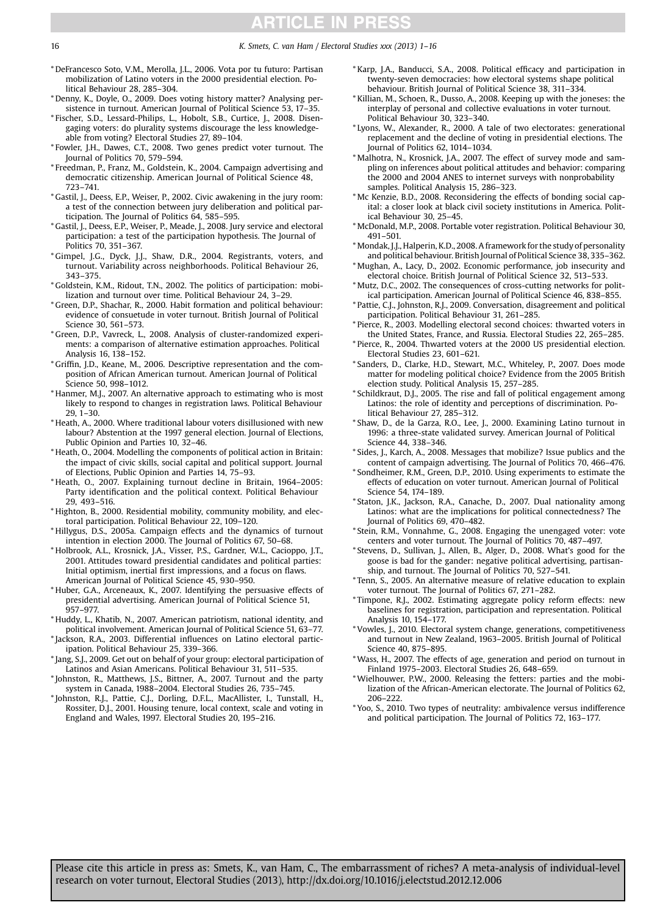* DeFrancesco Soto, V.M., Merolla, J.L., 2006. Vota por tu futuro: Partisan mobilization of Latino voters in the 2000 presidential election. Political Behaviour 28, 285–304.
* Denny, K., Doyle, O., 2009. Does voting history matter? Analysing persistence in turnout. American Journal of Political Science 53, 17–35.
* Fischer, S.D., Lessard-Philips, L., Hobolt, S.B., Curtice, J., 2008. Disengaging voters: do plurality systems discourage the less knowledgeable from voting? Electoral Studies 27, 89–104.
* Fowler, J.H., Dawes, C.T., 2008. Two genes predict voter turnout. The Journal of Politics 70, 579–594.
* Freedman, P., Franz, M., Goldstein, K., 2004. Campaign advertising and democratic citizenship. American Journal of Political Science 48, 723–741.
* Gastil, J., Deess, E.P., Weiser, P., 2002. Civic awakening in the jury room: a test of the connection between jury deliberation and political participation. The Journal of Politics 64, 585–595.
* Gastil, J., Deess, E.P., Weiser, P., Meade, J., 2008. Jury service and electoral participation: a test of the participation hypothesis. The Journal of Politics 70, 351–367.
* Gimpel, J.G., Dyck, J.J., Shaw, D.R., 2004. Registrants, voters, and turnout. Variability across neighborhoods. Political Behaviour 26, 343–375.
* Goldstein, K.M., Ridout, T.N., 2002. The politics of participation: mobilization and turnout over time. Political Behaviour 24, 3–29.
* Green, D.P., Shachar, R., 2000. Habit formation and political behaviour: evidence of consuetude in voter turnout. British Journal of Political Science 30, 561–573.
* Green, D.P., Vavreck, L., 2008. Analysis of cluster-randomized experiments: a comparison of alternative estimation approaches. Political Analysis 16, 138–152.
* Griffin, J.D., Keane, M., 2006. Descriptive representation and the composition of African American turnout. American Journal of Political Science 50, 998–1012.
* Hanmer, M.J., 2007. An alternative approach to estimating who is most likely to respond to changes in registration laws. Political Behaviour 29, 1–30.
* Heath, A., 2000. Where traditional labour voters disillusioned with new labour? Abstention at the 1997 general election. Journal of Elections, Public Opinion and Parties 10, 32–46.
* Heath, O., 2004. Modelling the components of political action in Britain: the impact of civic skills, social capital and political support. Journal of Elections, Public Opinion and Parties 14, 75–93.
* Heath, O., 2007. Explaining turnout decline in Britain, 1964–2005: Party identification and the political context. Political Behaviour 29, 493–516.
* Highton, B., 2000. Residential mobility, community mobility, and electoral participation. Political Behaviour 22, 109–120.
* Hillygus, D.S., 2005a. Campaign effects and the dynamics of turnout intention in election 2000. The Journal of Politics 67, 50–68.
* Holbrook, A.L., Krosnick, J.A., Visser, P.S., Gardner, W.L., Cacioppo, J.T., 2001. Attitudes toward presidential candidates and political parties: Initial optimism, inertial first impressions, and a focus on flaws. American Journal of Political Science 45, 930–950.
* Huber, G.A., Arceneaux, K., 2007. Identifying the persuasive effects of presidential advertising. American Journal of Political Science 51, 957–977.
* Huddy, L., Khatib, N., 2007. American patriotism, national identity, and political involvement. American Journal of Political Science 51, 63–77.
* Jackson, R.A., 2003. Differential influences on Latino electoral participation. Political Behaviour 25, 339–366.
* Jang, S.J., 2009. Get out on behalf of your group: electoral participation of Latinos and Asian Americans. Political Behaviour 31, 511–535.
* Johnston, R., Matthews, J.S., Bittner, A., 2007. Turnout and the party system in Canada, 1988–2004. Electoral Studies 26, 735–745.
* Johnston, R.J., Pattie, C.J., Dorling, D.F.L., MacAllister, I., Tunstall, H., Rossiter, D.J., 2001. Housing tenure, local context, scale and voting in England and Wales, 1997. Electoral Studies 20, 195–216.
* Karp, J.A., Banducci, S.A., 2008. Political efficacy and participation in twenty-seven democracies: how electoral systems shape political behaviour. British Journal of Political Science 38, 311–334.
* Killian, M., Schoen, R., Dusso, A., 2008. Keeping up with the joneses: the interplay of personal and collective evaluations in voter turnout. Political Behaviour 30, 323–340.
* Lyons, W., Alexander, R., 2000. A tale of two electorates: generational replacement and the decline of voting in presidential elections. The Journal of Politics 62, 1014–1034.
* Malhotra, N., Krosnick, J.A., 2007. The effect of survey mode and sampling on inferences about political attitudes and behavior: comparing the 2000 and 2004 ANES to internet surveys with nonprobability samples. Political Analysis 15, 286–323.
* Mc Kenzie, B.D., 2008. Reconsidering the effects of bonding social capital: a closer look at black civil society institutions in America. Political Behaviour 30, 25–45.
* McDonald, M.P., 2008. Portable voter registration. Political Behaviour 30, 491–501.
* Mondak, J.J., Halperin, K.D., 2008. A framework for the study of personality and political behaviour. British Journal of Political Science 38, 335–362.
* Mughan, A., Lacy, D., 2002. Economic performance, job insecurity and electoral choice. British Journal of Political Science 32, 513–533.
* Mutz, D.C., 2002. The consequences of cross-cutting networks for political participation. American Journal of Political Science 46, 838–855.
* Pattie, C.J., Johnston, R.J., 2009. Conversation, disagreement and political participation. Political Behaviour 31, 261–285.
* Pierce, R., 2003. Modelling electoral second choices: thwarted voters in the United States, France, and Russia. Electoral Studies 22, 265–285.
* Pierce, R., 2004. Thwarted voters at the 2000 US presidential election. Electoral Studies 23, 601–621.
* Sanders, D., Clarke, H.D., Stewart, M.C., Whiteley, P., 2007. Does mode matter for modeling political choice? Evidence from the 2005 British election study. Political Analysis 15, 257–285.
* Schildkraut, D.J., 2005. The rise and fall of political engagement among Latinos: the role of identity and perceptions of discrimination. Political Behaviour 27, 285–312.
* Shaw, D., de la Garza, R.O., Lee, J., 2000. Examining Latino turnout in 1996: a three-state validated survey. American Journal of Political Science 44, 338–346.
* Sides, J., Karch, A., 2008. Messages that mobilize? Issue publics and the content of campaign advertising. The Journal of Politics 70, 466–476.
* Sondheimer, R.M., Green, D.P., 2010. Using experiments to estimate the effects of education on voter turnout. American Journal of Political Science 54, 174–189.
* Staton, J.K., Jackson, R.A., Canache, D., 2007. Dual nationality among Latinos: what are the implications for political connectedness? The Journal of Politics 69, 470–482.
* Stein, R.M., Vonnahme, G., 2008. Engaging the unengaged voter: vote centers and voter turnout. The Journal of Politics 70, 487–497.
* Stevens, D., Sullivan, J., Allen, B., Alger, D., 2008. What's good for the goose is bad for the gander: negative political advertising, partisanship, and turnout. The Journal of Politics 70, 527–541.
* Tenn, S., 2005. An alternative measure of relative education to explain voter turnout. The Journal of Politics 67, 271–282.
* Timpone, R.J., 2002. Estimating aggregate policy reform effects: new baselines for registration, participation and representation. Political Analysis 10, 154–177.
* Vowles, J., 2010. Electoral system change, generations, competitiveness and turnout in New Zealand, 1963–2005. British Journal of Political Science 40, 875–895.
* Wass, H., 2007. The effects of age, generation and period on turnout in Finland 1975–2003. Electoral Studies 26, 648–659.
* Wielhouwer, P.W., 2000. Releasing the fetters: parties and the mobilization of the African-American electorate. The Journal of Politics 62, 206–222.
* Yoo, S., 2010. Two types of neutrality: ambivalence versus indifference and political participation. The Journal of Politics 72, 163–177.

Please cite this article in press as: Smets, K., van Ham, C., The embarrassment of riches? A meta-analysis of individual-level research on voter turnout, Electoral Studies (2013), http://dx.doi.org/10.1016/j.electstud.2012.12.006